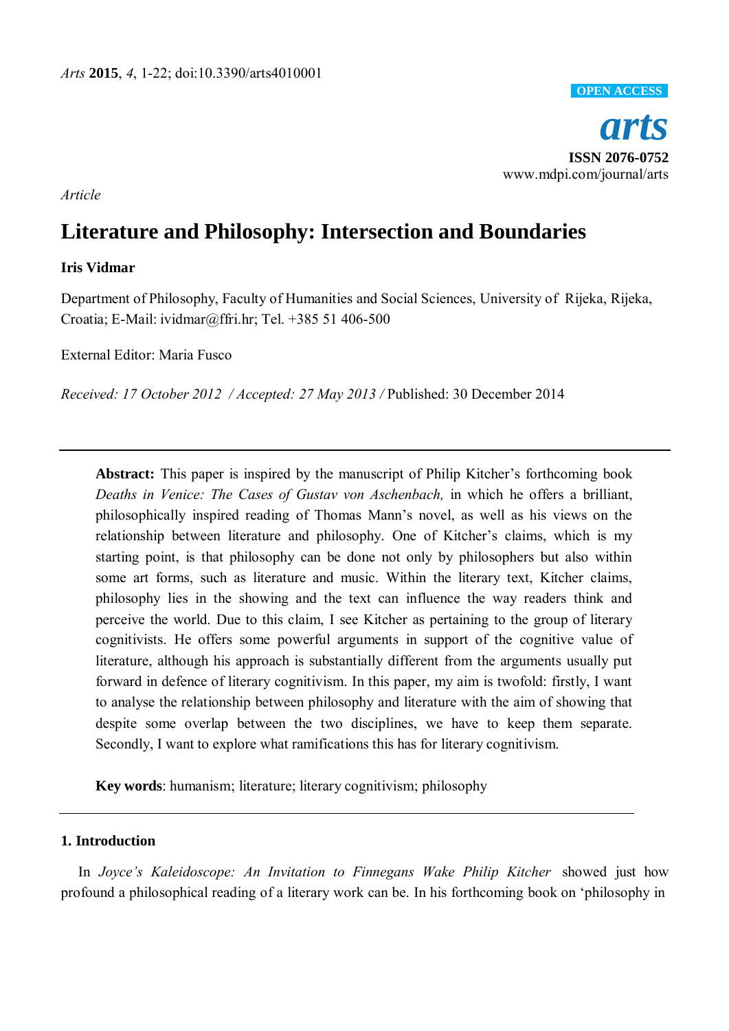*Arts* **2015**, *4*, 1-22; doi:10.3390/arts4010001

OPEN ACCESS

***arts***

**ISSN 2076-0752**
www.mdpi.com/journal/arts

*Article*

# Literature and Philosophy: Intersection and Boundaries

**Iris Vidmar**

Department of Philosophy, Faculty of Humanities and Social Sciences, University of Rijeka, Rijeka, Croatia; E-Mail: ividmar@ffri.hr; Tel. +385 51 406-500

External Editor: Maria Fusco

*Received: 17 October 2012 / Accepted: 27 May 2013 /* Published: 30 December 2014

**Abstract:** This paper is inspired by the manuscript of Philip Kitcher's forthcoming book *Deaths in Venice: The Cases of Gustav von Aschenbach,* in which he offers a brilliant, philosophically inspired reading of Thomas Mann's novel, as well as his views on the relationship between literature and philosophy. One of Kitcher's claims, which is my starting point, is that philosophy can be done not only by philosophers but also within some art forms, such as literature and music. Within the literary text, Kitcher claims, philosophy lies in the showing and the text can influence the way readers think and perceive the world. Due to this claim, I see Kitcher as pertaining to the group of literary cognitivists. He offers some powerful arguments in support of the cognitive value of literature, although his approach is substantially different from the arguments usually put forward in defence of literary cognitivism. In this paper, my aim is twofold: firstly, I want to analyse the relationship between philosophy and literature with the aim of showing that despite some overlap between the two disciplines, we have to keep them separate. Secondly, I want to explore what ramifications this has for literary cognitivism.

**Key words**: humanism; literature; literary cognitivism; philosophy

## 1. Introduction

In *Joyce's Kaleidoscope: An Invitation to Finnegans Wake Philip Kitcher* showed just how profound a philosophical reading of a literary work can be. In his forthcoming book on 'philosophy in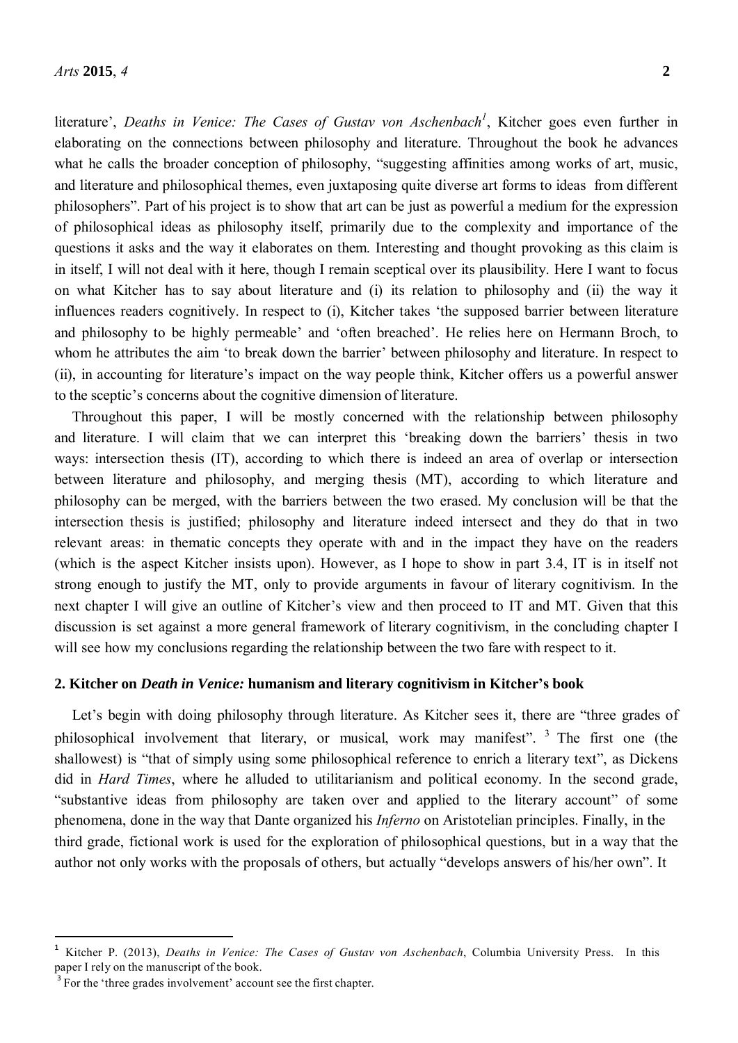literature', *Deaths in Venice: The Cases of Gustav von Aschenbach*[1], Kitcher goes even further in elaborating on the connections between philosophy and literature. Throughout the book he advances what he calls the broader conception of philosophy, "suggesting affinities among works of art, music, and literature and philosophical themes, even juxtaposing quite diverse art forms to ideas from different philosophers". Part of his project is to show that art can be just as powerful a medium for the expression of philosophical ideas as philosophy itself, primarily due to the complexity and importance of the questions it asks and the way it elaborates on them. Interesting and thought provoking as this claim is in itself, I will not deal with it here, though I remain sceptical over its plausibility. Here I want to focus on what Kitcher has to say about literature and (i) its relation to philosophy and (ii) the way it influences readers cognitively. In respect to (i), Kitcher takes 'the supposed barrier between literature and philosophy to be highly permeable' and 'often breached'. He relies here on Hermann Broch, to whom he attributes the aim 'to break down the barrier' between philosophy and literature. In respect to (ii), in accounting for literature's impact on the way people think, Kitcher offers us a powerful answer to the sceptic's concerns about the cognitive dimension of literature.

Throughout this paper, I will be mostly concerned with the relationship between philosophy and literature. I will claim that we can interpret this 'breaking down the barriers' thesis in two ways: intersection thesis (IT), according to which there is indeed an area of overlap or intersection between literature and philosophy, and merging thesis (MT), according to which literature and philosophy can be merged, with the barriers between the two erased. My conclusion will be that the intersection thesis is justified; philosophy and literature indeed intersect and they do that in two relevant areas: in thematic concepts they operate with and in the impact they have on the readers (which is the aspect Kitcher insists upon). However, as I hope to show in part 3.4, IT is in itself not strong enough to justify the MT, only to provide arguments in favour of literary cognitivism. In the next chapter I will give an outline of Kitcher's view and then proceed to IT and MT. Given that this discussion is set against a more general framework of literary cognitivism, in the concluding chapter I will see how my conclusions regarding the relationship between the two fare with respect to it.

## 2. Kitcher on *Death in Venice:* humanism and literary cognitivism in Kitcher's book

Let's begin with doing philosophy through literature. As Kitcher sees it, there are "three grades of philosophical involvement that literary, or musical, work may manifest". [3] The first one (the shallowest) is "that of simply using some philosophical reference to enrich a literary text", as Dickens did in *Hard Times*, where he alluded to utilitarianism and political economy. In the second grade, "substantive ideas from philosophy are taken over and applied to the literary account" of some phenomena, done in the way that Dante organized his *Inferno* on Aristotelian principles. Finally, in the third grade, fictional work is used for the exploration of philosophical questions, but in a way that the author not only works with the proposals of others, but actually "develops answers of his/her own". It

---

[1] Kitcher P. (2013), *Deaths in Venice: The Cases of Gustav von Aschenbach*, Columbia University Press. In this paper I rely on the manuscript of the book.

[3] For the 'three grades involvement' account see the first chapter.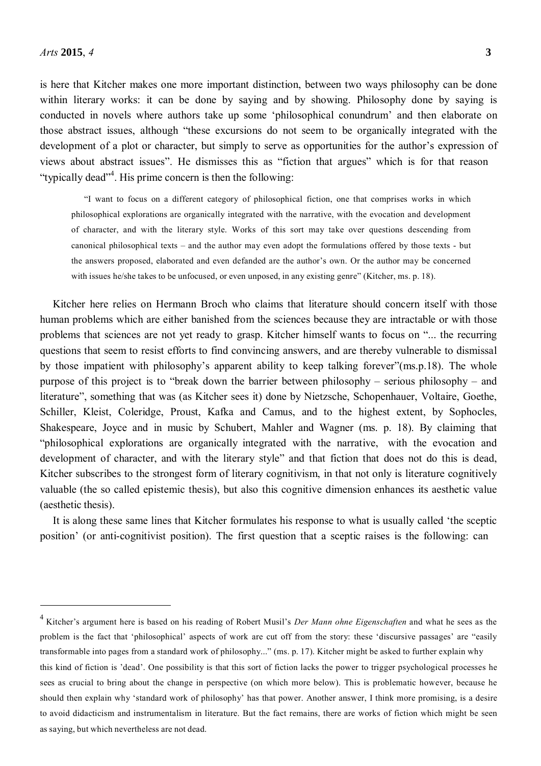is here that Kitcher makes one more important distinction, between two ways philosophy can be done within literary works: it can be done by saying and by showing. Philosophy done by saying is conducted in novels where authors take up some 'philosophical conundrum' and then elaborate on those abstract issues, although "these excursions do not seem to be organically integrated with the development of a plot or character, but simply to serve as opportunities for the author's expression of views about abstract issues". He dismisses this as "fiction that argues" which is for that reason "typically dead"[4]. His prime concern is then the following:

> "I want to focus on a different category of philosophical fiction, one that comprises works in which philosophical explorations are organically integrated with the narrative, with the evocation and development of character, and with the literary style. Works of this sort may take over questions descending from canonical philosophical texts – and the author may even adopt the formulations offered by those texts - but the answers proposed, elaborated and even defanded are the author's own. Or the author may be concerned with issues he/she takes to be unfocused, or even unposed, in any existing genre" (Kitcher, ms. p. 18).

Kitcher here relies on Hermann Broch who claims that literature should concern itself with those human problems which are either banished from the sciences because they are intractable or with those problems that sciences are not yet ready to grasp. Kitcher himself wants to focus on "... the recurring questions that seem to resist efforts to find convincing answers, and are thereby vulnerable to dismissal by those impatient with philosophy's apparent ability to keep talking forever"(ms.p.18). The whole purpose of this project is to "break down the barrier between philosophy – serious philosophy – and literature", something that was (as Kitcher sees it) done by Nietzsche, Schopenhauer, Voltaire, Goethe, Schiller, Kleist, Coleridge, Proust, Kafka and Camus, and to the highest extent, by Sophocles, Shakespeare, Joyce and in music by Schubert, Mahler and Wagner (ms. p. 18). By claiming that "philosophical explorations are organically integrated with the narrative, with the evocation and development of character, and with the literary style" and that fiction that does not do this is dead, Kitcher subscribes to the strongest form of literary cognitivism, in that not only is literature cognitively valuable (the so called epistemic thesis), but also this cognitive dimension enhances its aesthetic value (aesthetic thesis).

It is along these same lines that Kitcher formulates his response to what is usually called 'the sceptic position' (or anti-cognitivist position). The first question that a sceptic raises is the following: can

[4] Kitcher's argument here is based on his reading of Robert Musil's *Der Mann ohne Eigenschaften* and what he sees as the problem is the fact that 'philosophical' aspects of work are cut off from the story: these 'discursive passages' are "easily transformable into pages from a standard work of philosophy..." (ms. p. 17). Kitcher might be asked to further explain why this kind of fiction is 'dead'. One possibility is that this sort of fiction lacks the power to trigger psychological processes he sees as crucial to bring about the change in perspective (on which more below). This is problematic however, because he should then explain why 'standard work of philosophy' has that power. Another answer, I think more promising, is a desire to avoid didacticism and instrumentalism in literature. But the fact remains, there are works of fiction which might be seen as saying, but which nevertheless are not dead.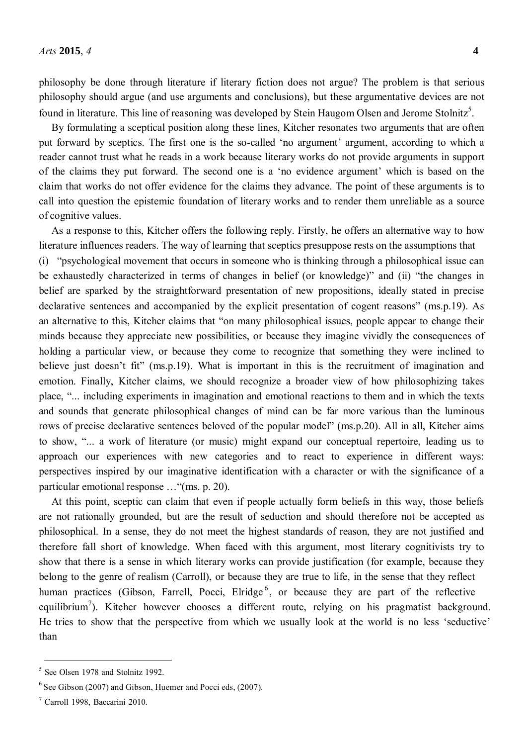philosophy be done through literature if literary fiction does not argue? The problem is that serious philosophy should argue (and use arguments and conclusions), but these argumentative devices are not found in literature. This line of reasoning was developed by Stein Haugom Olsen and Jerome Stolnitz[5].

By formulating a sceptical position along these lines, Kitcher resonates two arguments that are often put forward by sceptics. The first one is the so-called 'no argument' argument, according to which a reader cannot trust what he reads in a work because literary works do not provide arguments in support of the claims they put forward. The second one is a 'no evidence argument' which is based on the claim that works do not offer evidence for the claims they advance. The point of these arguments is to call into question the epistemic foundation of literary works and to render them unreliable as a source of cognitive values.

As a response to this, Kitcher offers the following reply. Firstly, he offers an alternative way to how literature influences readers. The way of learning that sceptics presuppose rests on the assumptions that (i) "psychological movement that occurs in someone who is thinking through a philosophical issue can be exhaustedly characterized in terms of changes in belief (or knowledge)" and (ii) "the changes in belief are sparked by the straightforward presentation of new propositions, ideally stated in precise declarative sentences and accompanied by the explicit presentation of cogent reasons" (ms.p.19). As an alternative to this, Kitcher claims that "on many philosophical issues, people appear to change their minds because they appreciate new possibilities, or because they imagine vividly the consequences of holding a particular view, or because they come to recognize that something they were inclined to believe just doesn't fit" (ms.p.19). What is important in this is the recruitment of imagination and emotion. Finally, Kitcher claims, we should recognize a broader view of how philosophizing takes place, "... including experiments in imagination and emotional reactions to them and in which the texts and sounds that generate philosophical changes of mind can be far more various than the luminous rows of precise declarative sentences beloved of the popular model" (ms.p.20). All in all, Kitcher aims to show, "... a work of literature (or music) might expand our conceptual repertoire, leading us to approach our experiences with new categories and to react to experience in different ways: perspectives inspired by our imaginative identification with a character or with the significance of a particular emotional response …"(ms. p. 20).

At this point, sceptic can claim that even if people actually form beliefs in this way, those beliefs are not rationally grounded, but are the result of seduction and should therefore not be accepted as philosophical. In a sense, they do not meet the highest standards of reason, they are not justified and therefore fall short of knowledge. When faced with this argument, most literary cognitivists try to show that there is a sense in which literary works can provide justification (for example, because they belong to the genre of realism (Carroll), or because they are true to life, in the sense that they reflect human practices (Gibson, Farrell, Pocci, Elridge[6], or because they are part of the reflective equilibrium[7]). Kitcher however chooses a different route, relying on his pragmatist background. He tries to show that the perspective from which we usually look at the world is no less 'seductive' than

---

[5] See Olsen 1978 and Stolnitz 1992.

[6] See Gibson (2007) and Gibson, Huemer and Pocci eds, (2007).

[7] Carroll 1998, Baccarini 2010.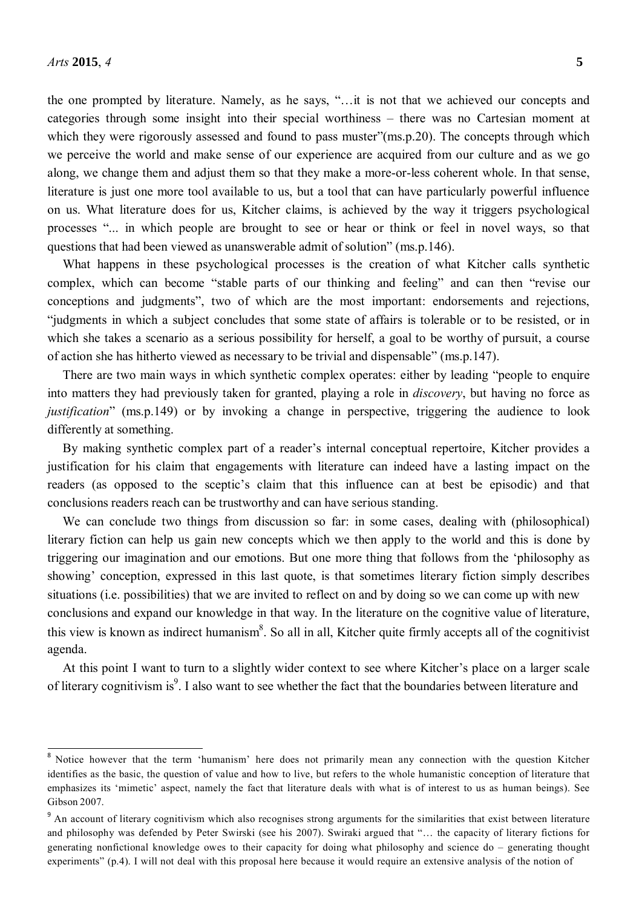the one prompted by literature. Namely, as he says, "…it is not that we achieved our concepts and categories through some insight into their special worthiness – there was no Cartesian moment at which they were rigorously assessed and found to pass muster"(ms.p.20). The concepts through which we perceive the world and make sense of our experience are acquired from our culture and as we go along, we change them and adjust them so that they make a more-or-less coherent whole. In that sense, literature is just one more tool available to us, but a tool that can have particularly powerful influence on us. What literature does for us, Kitcher claims, is achieved by the way it triggers psychological processes "... in which people are brought to see or hear or think or feel in novel ways, so that questions that had been viewed as unanswerable admit of solution" (ms.p.146).

What happens in these psychological processes is the creation of what Kitcher calls synthetic complex, which can become "stable parts of our thinking and feeling" and can then "revise our conceptions and judgments", two of which are the most important: endorsements and rejections, "judgments in which a subject concludes that some state of affairs is tolerable or to be resisted, or in which she takes a scenario as a serious possibility for herself, a goal to be worthy of pursuit, a course of action she has hitherto viewed as necessary to be trivial and dispensable" (ms.p.147).

There are two main ways in which synthetic complex operates: either by leading "people to enquire into matters they had previously taken for granted, playing a role in *discovery*, but having no force as *justification*" (ms.p.149) or by invoking a change in perspective, triggering the audience to look differently at something.

By making synthetic complex part of a reader's internal conceptual repertoire, Kitcher provides a justification for his claim that engagements with literature can indeed have a lasting impact on the readers (as opposed to the sceptic's claim that this influence can at best be episodic) and that conclusions readers reach can be trustworthy and can have serious standing.

We can conclude two things from discussion so far: in some cases, dealing with (philosophical) literary fiction can help us gain new concepts which we then apply to the world and this is done by triggering our imagination and our emotions. But one more thing that follows from the 'philosophy as showing' conception, expressed in this last quote, is that sometimes literary fiction simply describes situations (i.e. possibilities) that we are invited to reflect on and by doing so we can come up with new conclusions and expand our knowledge in that way. In the literature on the cognitive value of literature, this view is known as indirect humanism[8]. So all in all, Kitcher quite firmly accepts all of the cognitivist agenda.

At this point I want to turn to a slightly wider context to see where Kitcher's place on a larger scale of literary cognitivism is[9]. I also want to see whether the fact that the boundaries between literature and

---

[8] Notice however that the term 'humanism' here does not primarily mean any connection with the question Kitcher identifies as the basic, the question of value and how to live, but refers to the whole humanistic conception of literature that emphasizes its 'mimetic' aspect, namely the fact that literature deals with what is of interest to us as human beings). See Gibson 2007.

[9] An account of literary cognitivism which also recognises strong arguments for the similarities that exist between literature and philosophy was defended by Peter Swirski (see his 2007). Swiraki argued that "… the capacity of literary fictions for generating nonfictional knowledge owes to their capacity for doing what philosophy and science do – generating thought experiments" (p.4). I will not deal with this proposal here because it would require an extensive analysis of the notion of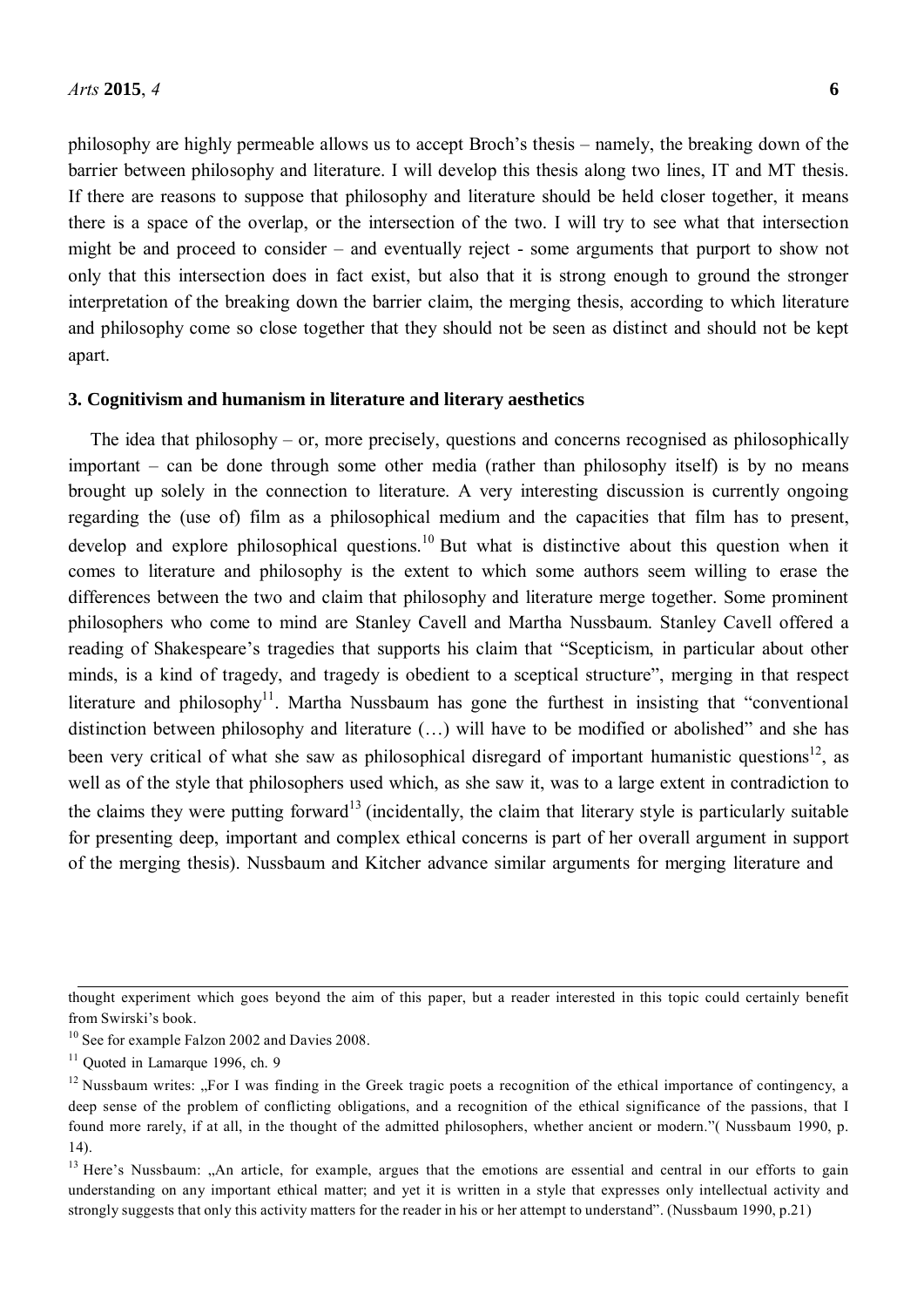philosophy are highly permeable allows us to accept Broch's thesis – namely, the breaking down of the barrier between philosophy and literature. I will develop this thesis along two lines, IT and MT thesis. If there are reasons to suppose that philosophy and literature should be held closer together, it means there is a space of the overlap, or the intersection of the two. I will try to see what that intersection might be and proceed to consider – and eventually reject - some arguments that purport to show not only that this intersection does in fact exist, but also that it is strong enough to ground the stronger interpretation of the breaking down the barrier claim, the merging thesis, according to which literature and philosophy come so close together that they should not be seen as distinct and should not be kept apart.

### 3. Cognitivism and humanism in literature and literary aesthetics

The idea that philosophy – or, more precisely, questions and concerns recognised as philosophically important – can be done through some other media (rather than philosophy itself) is by no means brought up solely in the connection to literature. A very interesting discussion is currently ongoing regarding the (use of) film as a philosophical medium and the capacities that film has to present, develop and explore philosophical questions.[10] But what is distinctive about this question when it comes to literature and philosophy is the extent to which some authors seem willing to erase the differences between the two and claim that philosophy and literature merge together. Some prominent philosophers who come to mind are Stanley Cavell and Martha Nussbaum. Stanley Cavell offered a reading of Shakespeare's tragedies that supports his claim that "Scepticism, in particular about other minds, is a kind of tragedy, and tragedy is obedient to a sceptical structure", merging in that respect literature and philosophy[11]. Martha Nussbaum has gone the furthest in insisting that "conventional distinction between philosophy and literature (…) will have to be modified or abolished" and she has been very critical of what she saw as philosophical disregard of important humanistic questions[12], as well as of the style that philosophers used which, as she saw it, was to a large extent in contradiction to the claims they were putting forward[13] (incidentally, the claim that literary style is particularly suitable for presenting deep, important and complex ethical concerns is part of her overall argument in support of the merging thesis). Nussbaum and Kitcher advance similar arguments for merging literature and

---

thought experiment which goes beyond the aim of this paper, but a reader interested in this topic could certainly benefit from Swirski's book.

[10] See for example Falzon 2002 and Davies 2008.

[11] Quoted in Lamarque 1996, ch. 9

[12] Nussbaum writes: „For I was finding in the Greek tragic poets a recognition of the ethical importance of contingency, a deep sense of the problem of conflicting obligations, and a recognition of the ethical significance of the passions, that I found more rarely, if at all, in the thought of the admitted philosophers, whether ancient or modern."( Nussbaum 1990, p. 14).

[13] Here's Nussbaum: „An article, for example, argues that the emotions are essential and central in our efforts to gain understanding on any important ethical matter; and yet it is written in a style that expresses only intellectual activity and strongly suggests that only this activity matters for the reader in his or her attempt to understand". (Nussbaum 1990, p.21)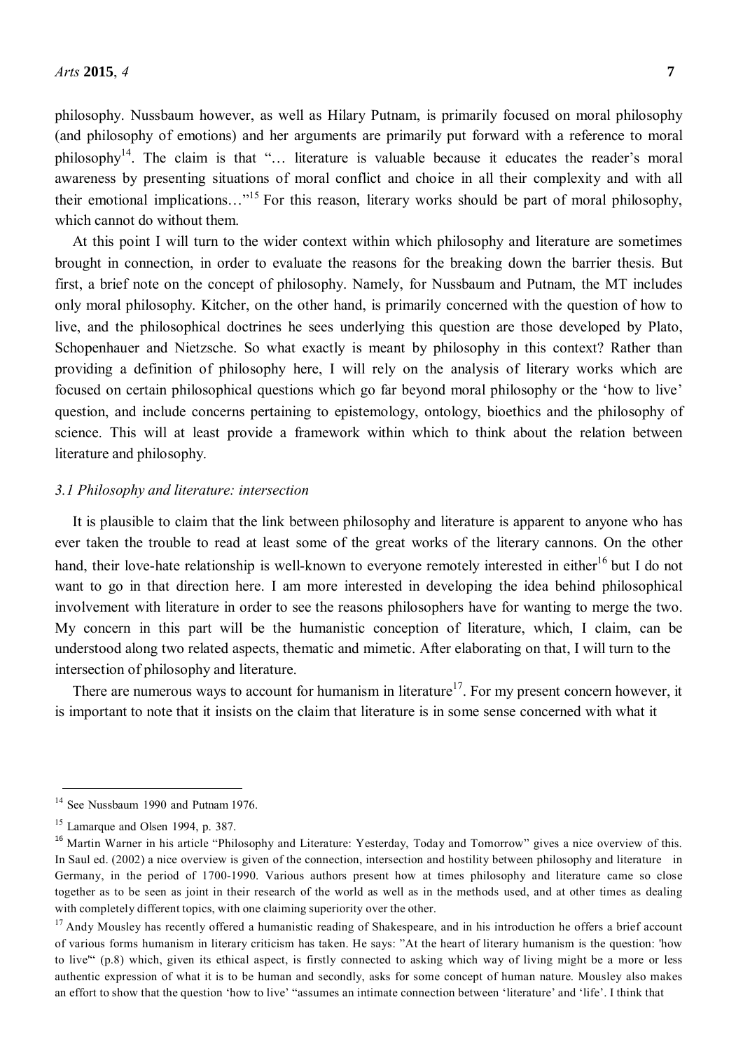philosophy. Nussbaum however, as well as Hilary Putnam, is primarily focused on moral philosophy (and philosophy of emotions) and her arguments are primarily put forward with a reference to moral philosophy[14]. The claim is that "… literature is valuable because it educates the reader's moral awareness by presenting situations of moral conflict and choice in all their complexity and with all their emotional implications…"[15] For this reason, literary works should be part of moral philosophy, which cannot do without them.

At this point I will turn to the wider context within which philosophy and literature are sometimes brought in connection, in order to evaluate the reasons for the breaking down the barrier thesis. But first, a brief note on the concept of philosophy. Namely, for Nussbaum and Putnam, the MT includes only moral philosophy. Kitcher, on the other hand, is primarily concerned with the question of how to live, and the philosophical doctrines he sees underlying this question are those developed by Plato, Schopenhauer and Nietzsche. So what exactly is meant by philosophy in this context? Rather than providing a definition of philosophy here, I will rely on the analysis of literary works which are focused on certain philosophical questions which go far beyond moral philosophy or the 'how to live' question, and include concerns pertaining to epistemology, ontology, bioethics and the philosophy of science. This will at least provide a framework within which to think about the relation between literature and philosophy.

### *3.1 Philosophy and literature: intersection*

It is plausible to claim that the link between philosophy and literature is apparent to anyone who has ever taken the trouble to read at least some of the great works of the literary cannons. On the other hand, their love-hate relationship is well-known to everyone remotely interested in either[16] but I do not want to go in that direction here. I am more interested in developing the idea behind philosophical involvement with literature in order to see the reasons philosophers have for wanting to merge the two. My concern in this part will be the humanistic conception of literature, which, I claim, can be understood along two related aspects, thematic and mimetic. After elaborating on that, I will turn to the intersection of philosophy and literature.

There are numerous ways to account for humanism in literature[17]. For my present concern however, it is important to note that it insists on the claim that literature is in some sense concerned with what it

---

[14] See Nussbaum 1990 and Putnam 1976.

[15] Lamarque and Olsen 1994, p. 387.

[16] Martin Warner in his article "Philosophy and Literature: Yesterday, Today and Tomorrow" gives a nice overview of this. In Saul ed. (2002) a nice overview is given of the connection, intersection and hostility between philosophy and literature in Germany, in the period of 1700-1990. Various authors present how at times philosophy and literature came so close together as to be seen as joint in their research of the world as well as in the methods used, and at other times as dealing with completely different topics, with one claiming superiority over the other.

[17] Andy Mousley has recently offered a humanistic reading of Shakespeare, and in his introduction he offers a brief account of various forms humanism in literary criticism has taken. He says: "At the heart of literary humanism is the question: 'how to live'" (p.8) which, given its ethical aspect, is firstly connected to asking which way of living might be a more or less authentic expression of what it is to be human and secondly, asks for some concept of human nature. Mousley also makes an effort to show that the question 'how to live' "assumes an intimate connection between 'literature' and 'life'. I think that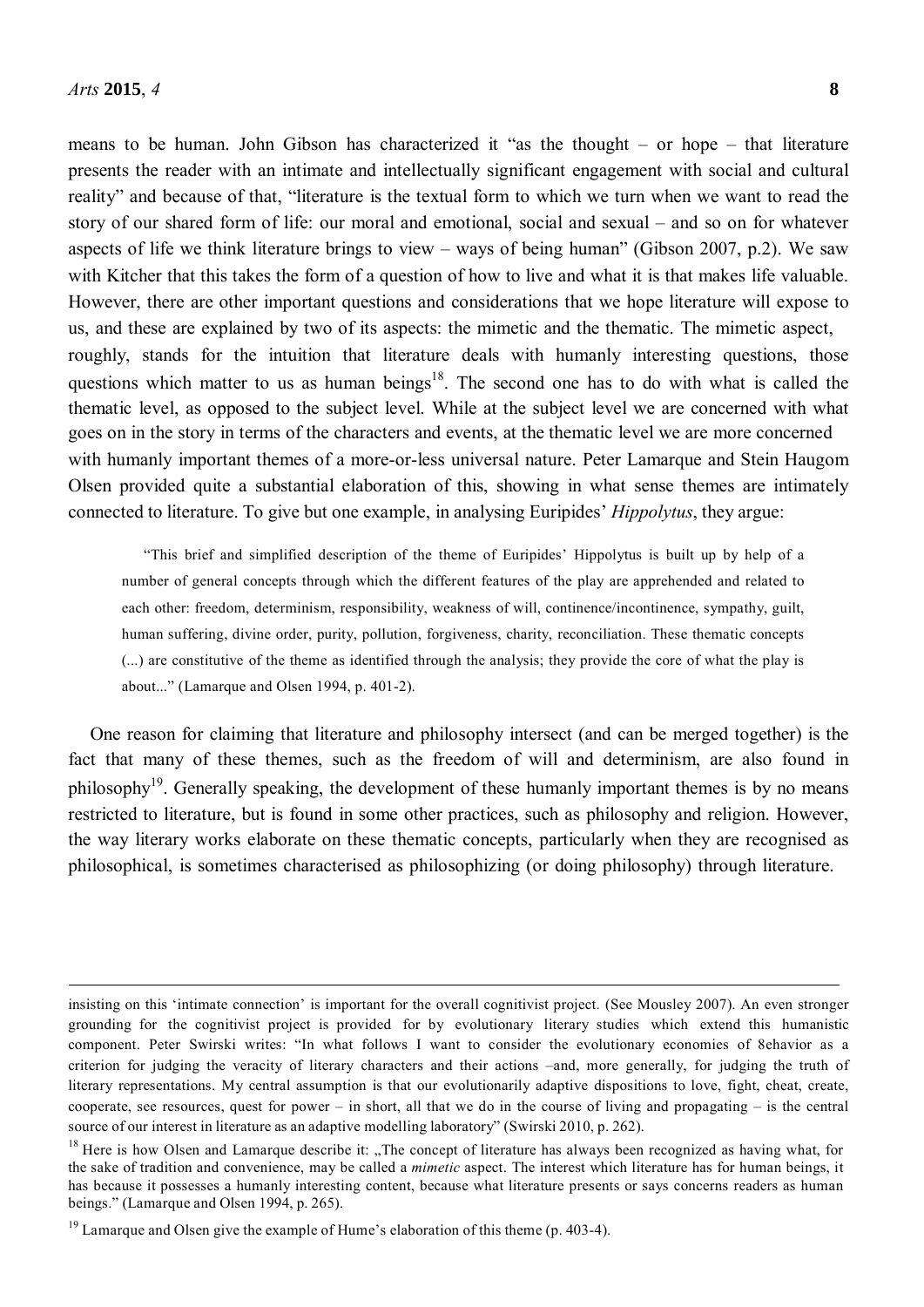means to be human. John Gibson has characterized it "as the thought – or hope – that literature presents the reader with an intimate and intellectually significant engagement with social and cultural reality" and because of that, "literature is the textual form to which we turn when we want to read the story of our shared form of life: our moral and emotional, social and sexual – and so on for whatever aspects of life we think literature brings to view – ways of being human" (Gibson 2007, p.2). We saw with Kitcher that this takes the form of a question of how to live and what it is that makes life valuable. However, there are other important questions and considerations that we hope literature will expose to us, and these are explained by two of its aspects: the mimetic and the thematic. The mimetic aspect, roughly, stands for the intuition that literature deals with humanly interesting questions, those questions which matter to us as human beings[18]. The second one has to do with what is called the thematic level, as opposed to the subject level. While at the subject level we are concerned with what goes on in the story in terms of the characters and events, at the thematic level we are more concerned with humanly important themes of a more-or-less universal nature. Peter Lamarque and Stein Haugom Olsen provided quite a substantial elaboration of this, showing in what sense themes are intimately connected to literature. To give but one example, in analysing Euripides' *Hippolytus*, they argue:

> "This brief and simplified description of the theme of Euripides' Hippolytus is built up by help of a number of general concepts through which the different features of the play are apprehended and related to each other: freedom, determinism, responsibility, weakness of will, continence/incontinence, sympathy, guilt, human suffering, divine order, purity, pollution, forgiveness, charity, reconciliation. These thematic concepts (...) are constitutive of the theme as identified through the analysis; they provide the core of what the play is about..." (Lamarque and Olsen 1994, p. 401-2).

One reason for claiming that literature and philosophy intersect (and can be merged together) is the fact that many of these themes, such as the freedom of will and determinism, are also found in philosophy[19]. Generally speaking, the development of these humanly important themes is by no means restricted to literature, but is found in some other practices, such as philosophy and religion. However, the way literary works elaborate on these thematic concepts, particularly when they are recognised as philosophical, is sometimes characterised as philosophizing (or doing philosophy) through literature.

---

insisting on this 'intimate connection' is important for the overall cognitivist project. (See Mousley 2007). An even stronger grounding for the cognitivist project is provided for by evolutionary literary studies which extend this humanistic component. Peter Swirski writes: "In what follows I want to consider the evolutionary economies of 8ehavior as a criterion for judging the veracity of literary characters and their actions –and, more generally, for judging the truth of literary representations. My central assumption is that our evolutionarily adaptive dispositions to love, fight, cheat, create, cooperate, see resources, quest for power – in short, all that we do in the course of living and propagating – is the central source of our interest in literature as an adaptive modelling laboratory" (Swirski 2010, p. 262).

[18] Here is how Olsen and Lamarque describe it: „The concept of literature has always been recognized as having what, for the sake of tradition and convenience, may be called a *mimetic* aspect. The interest which literature has for human beings, it has because it possesses a humanly interesting content, because what literature presents or says concerns readers as human beings." (Lamarque and Olsen 1994, p. 265).

[19] Lamarque and Olsen give the example of Hume's elaboration of this theme (p. 403-4).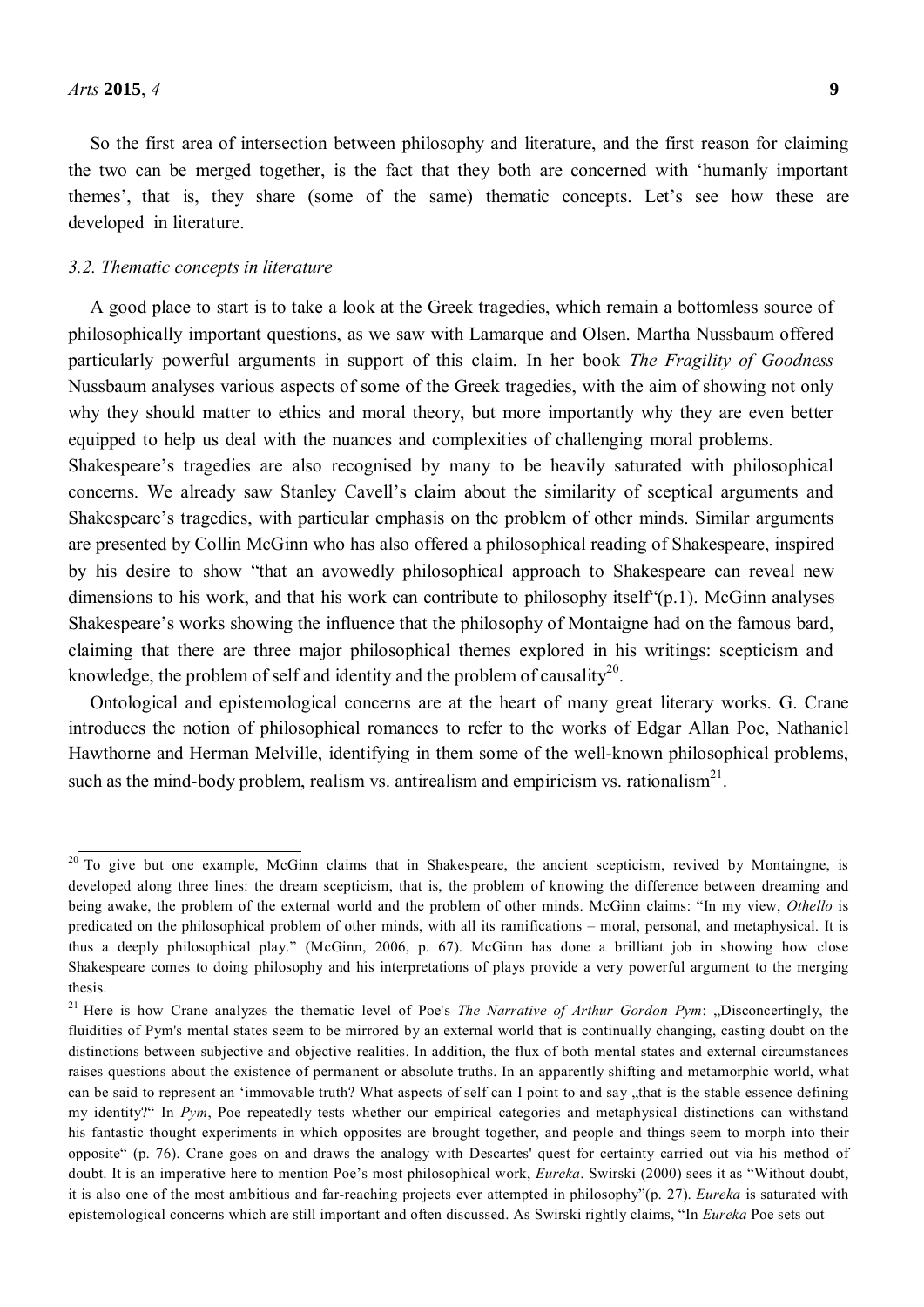So the first area of intersection between philosophy and literature, and the first reason for claiming the two can be merged together, is the fact that they both are concerned with 'humanly important themes', that is, they share (some of the same) thematic concepts. Let's see how these are developed in literature.

### *3.2. Thematic concepts in literature*

A good place to start is to take a look at the Greek tragedies, which remain a bottomless source of philosophically important questions, as we saw with Lamarque and Olsen. Martha Nussbaum offered particularly powerful arguments in support of this claim. In her book *The Fragility of Goodness* Nussbaum analyses various aspects of some of the Greek tragedies, with the aim of showing not only why they should matter to ethics and moral theory, but more importantly why they are even better equipped to help us deal with the nuances and complexities of challenging moral problems.

Shakespeare's tragedies are also recognised by many to be heavily saturated with philosophical concerns. We already saw Stanley Cavell's claim about the similarity of sceptical arguments and Shakespeare's tragedies, with particular emphasis on the problem of other minds. Similar arguments are presented by Collin McGinn who has also offered a philosophical reading of Shakespeare, inspired by his desire to show "that an avowedly philosophical approach to Shakespeare can reveal new dimensions to his work, and that his work can contribute to philosophy itself"(p.1). McGinn analyses Shakespeare's works showing the influence that the philosophy of Montaigne had on the famous bard, claiming that there are three major philosophical themes explored in his writings: scepticism and knowledge, the problem of self and identity and the problem of causality[20].

Ontological and epistemological concerns are at the heart of many great literary works. G. Crane introduces the notion of philosophical romances to refer to the works of Edgar Allan Poe, Nathaniel Hawthorne and Herman Melville, identifying in them some of the well-known philosophical problems, such as the mind-body problem, realism vs. antirealism and empiricism vs. rationalism[21].

---

[20] To give but one example, McGinn claims that in Shakespeare, the ancient scepticism, revived by Montaingne, is developed along three lines: the dream scepticism, that is, the problem of knowing the difference between dreaming and being awake, the problem of the external world and the problem of other minds. McGinn claims: "In my view, *Othello* is predicated on the philosophical problem of other minds, with all its ramifications – moral, personal, and metaphysical. It is thus a deeply philosophical play." (McGinn, 2006, p. 67). McGinn has done a brilliant job in showing how close Shakespeare comes to doing philosophy and his interpretations of plays provide a very powerful argument to the merging thesis.

[21] Here is how Crane analyzes the thematic level of Poe's *The Narrative of Arthur Gordon Pym*: „Disconcertingly, the fluidities of Pym's mental states seem to be mirrored by an external world that is continually changing, casting doubt on the distinctions between subjective and objective realities. In addition, the flux of both mental states and external circumstances raises questions about the existence of permanent or absolute truths. In an apparently shifting and metamorphic world, what can be said to represent an 'immovable truth? What aspects of self can I point to and say „that is the stable essence defining my identity?" In *Pym*, Poe repeatedly tests whether our empirical categories and metaphysical distinctions can withstand his fantastic thought experiments in which opposites are brought together, and people and things seem to morph into their opposite" (p. 76). Crane goes on and draws the analogy with Descartes' quest for certainty carried out via his method of doubt. It is an imperative here to mention Poe's most philosophical work, *Eureka*. Swirski (2000) sees it as "Without doubt, it is also one of the most ambitious and far-reaching projects ever attempted in philosophy"(p. 27). *Eureka* is saturated with epistemological concerns which are still important and often discussed. As Swirski rightly claims, "In *Eureka* Poe sets out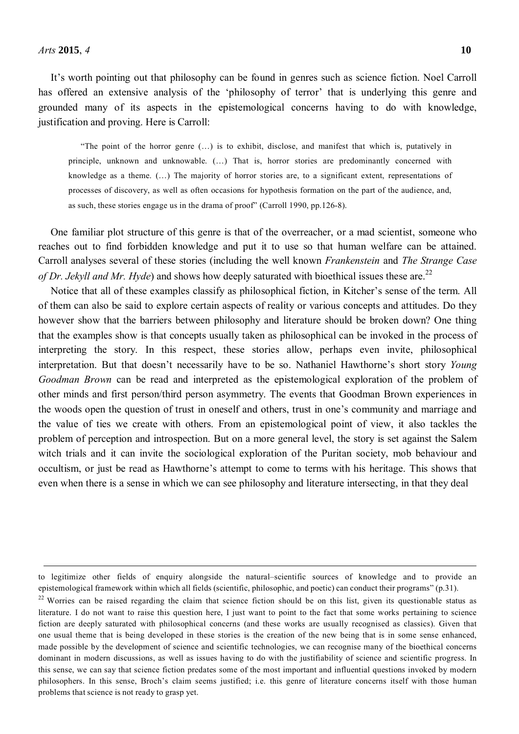It's worth pointing out that philosophy can be found in genres such as science fiction. Noel Carroll has offered an extensive analysis of the 'philosophy of terror' that is underlying this genre and grounded many of its aspects in the epistemological concerns having to do with knowledge, justification and proving. Here is Carroll:

> "The point of the horror genre (…) is to exhibit, disclose, and manifest that which is, putatively in principle, unknown and unknowable. (…) That is, horror stories are predominantly concerned with knowledge as a theme. (…) The majority of horror stories are, to a significant extent, representations of processes of discovery, as well as often occasions for hypothesis formation on the part of the audience, and, as such, these stories engage us in the drama of proof" (Carroll 1990, pp.126-8).

One familiar plot structure of this genre is that of the overreacher, or a mad scientist, someone who reaches out to find forbidden knowledge and put it to use so that human welfare can be attained. Carroll analyses several of these stories (including the well known *Frankenstein* and *The Strange Case of Dr. Jekyll and Mr. Hyde*) and shows how deeply saturated with bioethical issues these are.[22]

Notice that all of these examples classify as philosophical fiction, in Kitcher's sense of the term. All of them can also be said to explore certain aspects of reality or various concepts and attitudes. Do they however show that the barriers between philosophy and literature should be broken down? One thing that the examples show is that concepts usually taken as philosophical can be invoked in the process of interpreting the story. In this respect, these stories allow, perhaps even invite, philosophical interpretation. But that doesn't necessarily have to be so. Nathaniel Hawthorne's short story *Young Goodman Brown* can be read and interpreted as the epistemological exploration of the problem of other minds and first person/third person asymmetry. The events that Goodman Brown experiences in the woods open the question of trust in oneself and others, trust in one's community and marriage and the value of ties we create with others. From an epistemological point of view, it also tackles the problem of perception and introspection. But on a more general level, the story is set against the Salem witch trials and it can invite the sociological exploration of the Puritan society, mob behaviour and occultism, or just be read as Hawthorne's attempt to come to terms with his heritage. This shows that even when there is a sense in which we can see philosophy and literature intersecting, in that they deal

---

to legitimize other fields of enquiry alongside the natural–scientific sources of knowledge and to provide an epistemological framework within which all fields (scientific, philosophic, and poetic) can conduct their programs" (p.31).

[22] Worries can be raised regarding the claim that science fiction should be on this list, given its questionable status as literature. I do not want to raise this question here, I just want to point to the fact that some works pertaining to science fiction are deeply saturated with philosophical concerns (and these works are usually recognised as classics). Given that one usual theme that is being developed in these stories is the creation of the new being that is in some sense enhanced, made possible by the development of science and scientific technologies, we can recognise many of the bioethical concerns dominant in modern discussions, as well as issues having to do with the justifiability of science and scientific progress. In this sense, we can say that science fiction predates some of the most important and influential questions invoked by modern philosophers. In this sense, Broch's claim seems justified; i.e. this genre of literature concerns itself with those human problems that science is not ready to grasp yet.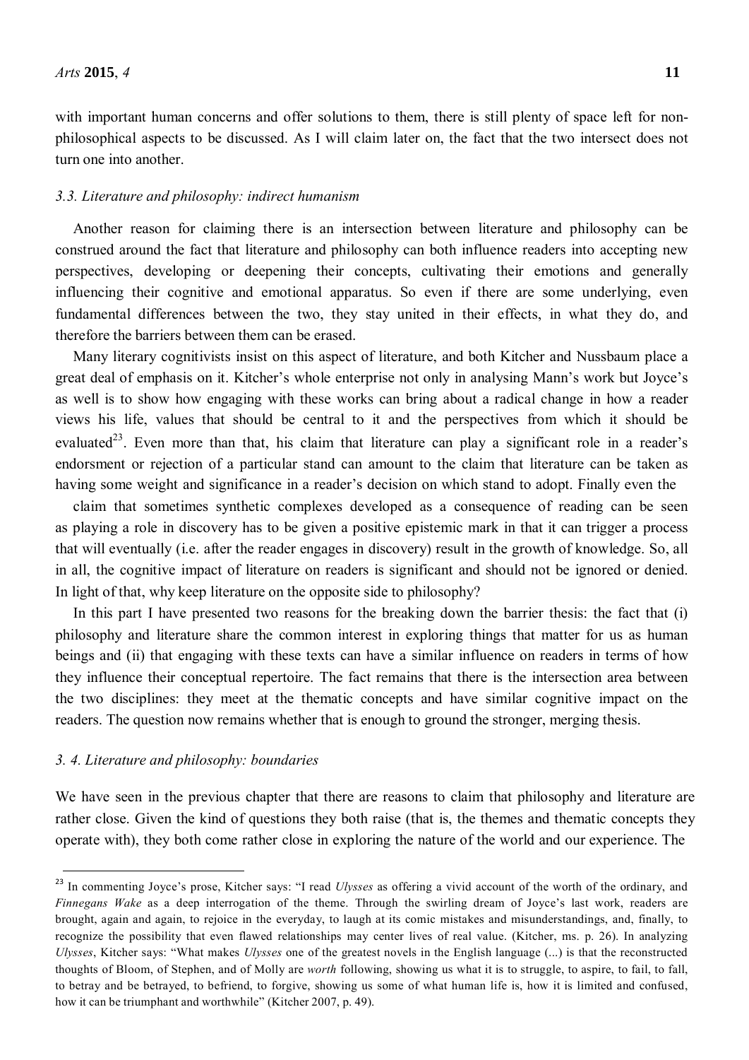with important human concerns and offer solutions to them, there is still plenty of space left for non-philosophical aspects to be discussed. As I will claim later on, the fact that the two intersect does not turn one into another.

### *3.3. Literature and philosophy: indirect humanism*

Another reason for claiming there is an intersection between literature and philosophy can be construed around the fact that literature and philosophy can both influence readers into accepting new perspectives, developing or deepening their concepts, cultivating their emotions and generally influencing their cognitive and emotional apparatus. So even if there are some underlying, even fundamental differences between the two, they stay united in their effects, in what they do, and therefore the barriers between them can be erased.

Many literary cognitivists insist on this aspect of literature, and both Kitcher and Nussbaum place a great deal of emphasis on it. Kitcher's whole enterprise not only in analysing Mann's work but Joyce's as well is to show how engaging with these works can bring about a radical change in how a reader views his life, values that should be central to it and the perspectives from which it should be evaluated[23]. Even more than that, his claim that literature can play a significant role in a reader's endorsment or rejection of a particular stand can amount to the claim that literature can be taken as having some weight and significance in a reader's decision on which stand to adopt. Finally even the

claim that sometimes synthetic complexes developed as a consequence of reading can be seen as playing a role in discovery has to be given a positive epistemic mark in that it can trigger a process that will eventually (i.e. after the reader engages in discovery) result in the growth of knowledge. So, all in all, the cognitive impact of literature on readers is significant and should not be ignored or denied. In light of that, why keep literature on the opposite side to philosophy?

In this part I have presented two reasons for the breaking down the barrier thesis: the fact that (i) philosophy and literature share the common interest in exploring things that matter for us as human beings and (ii) that engaging with these texts can have a similar influence on readers in terms of how they influence their conceptual repertoire. The fact remains that there is the intersection area between the two disciplines: they meet at the thematic concepts and have similar cognitive impact on the readers. The question now remains whether that is enough to ground the stronger, merging thesis.

### *3. 4. Literature and philosophy: boundaries*

We have seen in the previous chapter that there are reasons to claim that philosophy and literature are rather close. Given the kind of questions they both raise (that is, the themes and thematic concepts they operate with), they both come rather close in exploring the nature of the world and our experience. The

---

[23] In commenting Joyce's prose, Kitcher says: "I read *Ulysses* as offering a vivid account of the worth of the ordinary, and *Finnegans Wake* as a deep interrogation of the theme. Through the swirling dream of Joyce's last work, readers are brought, again and again, to rejoice in the everyday, to laugh at its comic mistakes and misunderstandings, and, finally, to recognize the possibility that even flawed relationships may center lives of real value. (Kitcher, ms. p. 26). In analyzing *Ulysses*, Kitcher says: "What makes *Ulysses* one of the greatest novels in the English language (...) is that the reconstructed thoughts of Bloom, of Stephen, and of Molly are *worth* following, showing us what it is to struggle, to aspire, to fail, to fall, to betray and be betrayed, to befriend, to forgive, showing us some of what human life is, how it is limited and confused, how it can be triumphant and worthwhile" (Kitcher 2007, p. 49).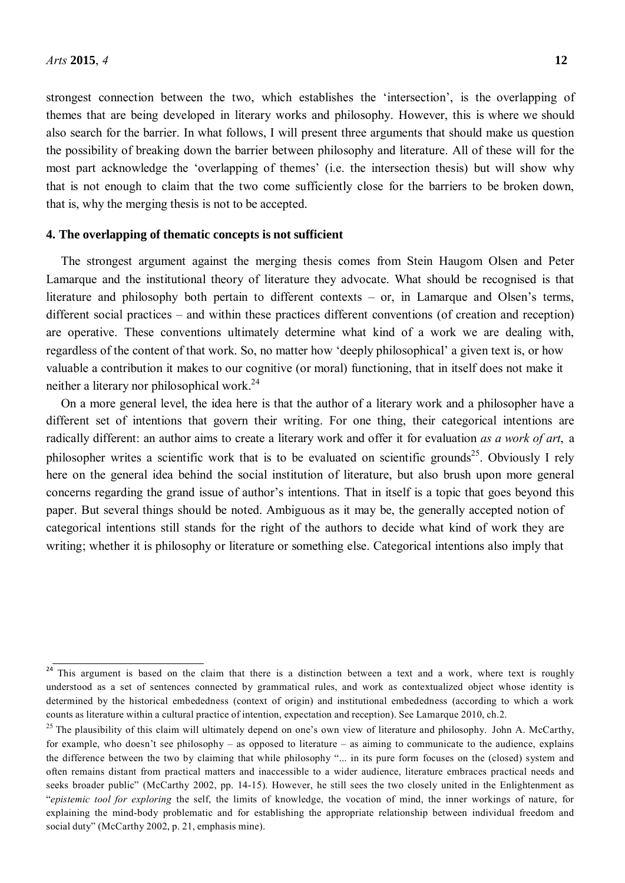strongest connection between the two, which establishes the 'intersection', is the overlapping of themes that are being developed in literary works and philosophy. However, this is where we should also search for the barrier. In what follows, I will present three arguments that should make us question the possibility of breaking down the barrier between philosophy and literature. All of these will for the most part acknowledge the 'overlapping of themes' (i.e. the intersection thesis) but will show why that is not enough to claim that the two come sufficiently close for the barriers to be broken down, that is, why the merging thesis is not to be accepted.

## 4. The overlapping of thematic concepts is not sufficient

The strongest argument against the merging thesis comes from Stein Haugom Olsen and Peter Lamarque and the institutional theory of literature they advocate. What should be recognised is that literature and philosophy both pertain to different contexts – or, in Lamarque and Olsen's terms, different social practices – and within these practices different conventions (of creation and reception) are operative. These conventions ultimately determine what kind of a work we are dealing with, regardless of the content of that work. So, no matter how 'deeply philosophical' a given text is, or how valuable a contribution it makes to our cognitive (or moral) functioning, that in itself does not make it neither a literary nor philosophical work.[24]

On a more general level, the idea here is that the author of a literary work and a philosopher have a different set of intentions that govern their writing. For one thing, their categorical intentions are radically different: an author aims to create a literary work and offer it for evaluation *as a work of art*, a philosopher writes a scientific work that is to be evaluated on scientific grounds[25]. Obviously I rely here on the general idea behind the social institution of literature, but also brush upon more general concerns regarding the grand issue of author's intentions. That in itself is a topic that goes beyond this paper. But several things should be noted. Ambiguous as it may be, the generally accepted notion of categorical intentions still stands for the right of the authors to decide what kind of work they are writing; whether it is philosophy or literature or something else. Categorical intentions also imply that

---

[24] This argument is based on the claim that there is a distinction between a text and a work, where text is roughly understood as a set of sentences connected by grammatical rules, and work as contextualized object whose identity is determined by the historical embededness (context of origin) and institutional embededness (according to which a work counts as literature within a cultural practice of intention, expectation and reception). See Lamarque 2010, ch.2.

[25] The plausibility of this claim will ultimately depend on one's own view of literature and philosophy. John A. McCarthy, for example, who doesn't see philosophy – as opposed to literature – as aiming to communicate to the audience, explains the difference between the two by claiming that while philosophy "... in its pure form focuses on the (closed) system and often remains distant from practical matters and inaccessible to a wider audience, literature embraces practical needs and seeks broader public" (McCarthy 2002, pp. 14-15). However, he still sees the two closely united in the Enlightenment as "*epistemic tool for exploring* the self, the limits of knowledge, the vocation of mind, the inner workings of nature, for explaining the mind-body problematic and for establishing the appropriate relationship between individual freedom and social duty" (McCarthy 2002, p. 21, emphasis mine).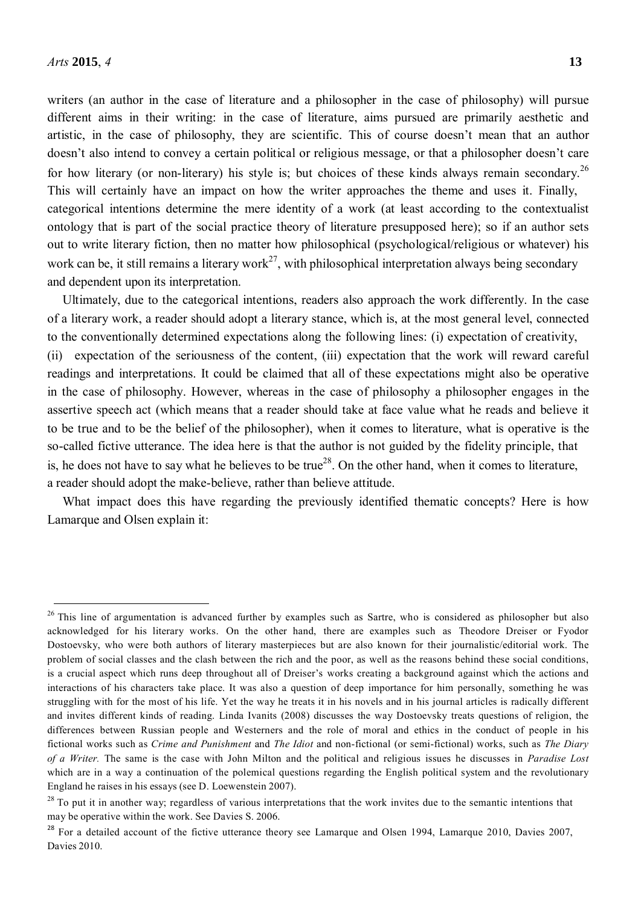writers (an author in the case of literature and a philosopher in the case of philosophy) will pursue different aims in their writing: in the case of literature, aims pursued are primarily aesthetic and artistic, in the case of philosophy, they are scientific. This of course doesn't mean that an author doesn't also intend to convey a certain political or religious message, or that a philosopher doesn't care for how literary (or non-literary) his style is; but choices of these kinds always remain secondary.[26] This will certainly have an impact on how the writer approaches the theme and uses it. Finally, categorical intentions determine the mere identity of a work (at least according to the contextualist ontology that is part of the social practice theory of literature presupposed here); so if an author sets out to write literary fiction, then no matter how philosophical (psychological/religious or whatever) his work can be, it still remains a literary work[27], with philosophical interpretation always being secondary and dependent upon its interpretation.

Ultimately, due to the categorical intentions, readers also approach the work differently. In the case of a literary work, a reader should adopt a literary stance, which is, at the most general level, connected to the conventionally determined expectations along the following lines: (i) expectation of creativity, (ii) expectation of the seriousness of the content, (iii) expectation that the work will reward careful readings and interpretations. It could be claimed that all of these expectations might also be operative in the case of philosophy. However, whereas in the case of philosophy a philosopher engages in the assertive speech act (which means that a reader should take at face value what he reads and believe it to be true and to be the belief of the philosopher), when it comes to literature, what is operative is the so-called fictive utterance. The idea here is that the author is not guided by the fidelity principle, that is, he does not have to say what he believes to be true[28]. On the other hand, when it comes to literature, a reader should adopt the make-believe, rather than believe attitude.

What impact does this have regarding the previously identified thematic concepts? Here is how Lamarque and Olsen explain it:

---

[26] This line of argumentation is advanced further by examples such as Sartre, who is considered as philosopher but also acknowledged for his literary works. On the other hand, there are examples such as Theodore Dreiser or Fyodor Dostoevsky, who were both authors of literary masterpieces but are also known for their journalistic/editorial work. The problem of social classes and the clash between the rich and the poor, as well as the reasons behind these social conditions, is a crucial aspect which runs deep throughout all of Dreiser's works creating a background against which the actions and interactions of his characters take place. It was also a question of deep importance for him personally, something he was struggling with for the most of his life. Yet the way he treats it in his novels and in his journal articles is radically different and invites different kinds of reading. Linda Ivanits (2008) discusses the way Dostoevsky treats questions of religion, the differences between Russian people and Westerners and the role of moral and ethics in the conduct of people in his fictional works such as *Crime and Punishment* and *The Idiot* and non-fictional (or semi-fictional) works, such as *The Diary of a Writer*. The same is the case with John Milton and the political and religious issues he discusses in *Paradise Lost* which are in a way a continuation of the polemical questions regarding the English political system and the revolutionary England he raises in his essays (see D. Loewenstein 2007).

[28] To put it in another way; regardless of various interpretations that the work invites due to the semantic intentions that may be operative within the work. See Davies S. 2006.

[28] For a detailed account of the fictive utterance theory see Lamarque and Olsen 1994, Lamarque 2010, Davies 2007, Davies 2010.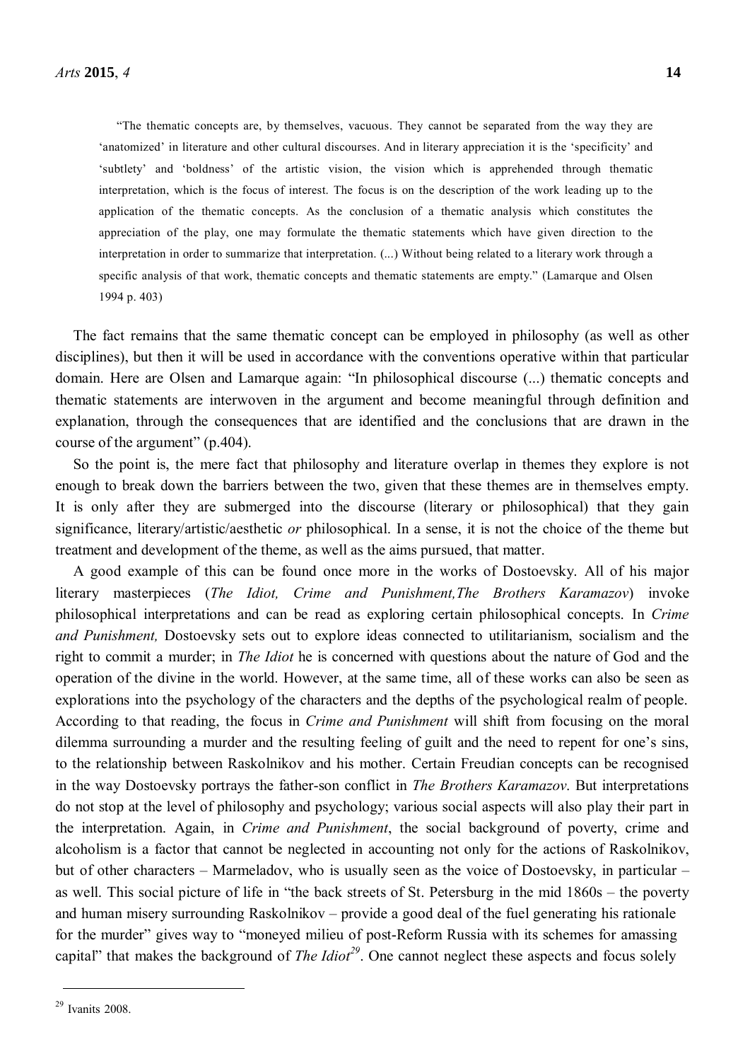> "The thematic concepts are, by themselves, vacuous. They cannot be separated from the way they are 'anatomized' in literature and other cultural discourses. And in literary appreciation it is the 'specificity' and 'subtlety' and 'boldness' of the artistic vision, the vision which is apprehended through thematic interpretation, which is the focus of interest. The focus is on the description of the work leading up to the application of the thematic concepts. As the conclusion of a thematic analysis which constitutes the appreciation of the play, one may formulate the thematic statements which have given direction to the interpretation in order to summarize that interpretation. (...) Without being related to a literary work through a specific analysis of that work, thematic concepts and thematic statements are empty." (Lamarque and Olsen 1994 p. 403)

The fact remains that the same thematic concept can be employed in philosophy (as well as other disciplines), but then it will be used in accordance with the conventions operative within that particular domain. Here are Olsen and Lamarque again: "In philosophical discourse (...) thematic concepts and thematic statements are interwoven in the argument and become meaningful through definition and explanation, through the consequences that are identified and the conclusions that are drawn in the course of the argument" (p.404).

So the point is, the mere fact that philosophy and literature overlap in themes they explore is not enough to break down the barriers between the two, given that these themes are in themselves empty. It is only after they are submerged into the discourse (literary or philosophical) that they gain significance, literary/artistic/aesthetic *or* philosophical. In a sense, it is not the choice of the theme but treatment and development of the theme, as well as the aims pursued, that matter.

A good example of this can be found once more in the works of Dostoevsky. All of his major literary masterpieces (*The Idiot, Crime and Punishment,The Brothers Karamazov*) invoke philosophical interpretations and can be read as exploring certain philosophical concepts. In *Crime and Punishment,* Dostoevsky sets out to explore ideas connected to utilitarianism, socialism and the right to commit a murder; in *The Idiot* he is concerned with questions about the nature of God and the operation of the divine in the world. However, at the same time, all of these works can also be seen as explorations into the psychology of the characters and the depths of the psychological realm of people. According to that reading, the focus in *Crime and Punishment* will shift from focusing on the moral dilemma surrounding a murder and the resulting feeling of guilt and the need to repent for one's sins, to the relationship between Raskolnikov and his mother. Certain Freudian concepts can be recognised in the way Dostoevsky portrays the father-son conflict in *The Brothers Karamazov*. But interpretations do not stop at the level of philosophy and psychology; various social aspects will also play their part in the interpretation. Again, in *Crime and Punishment*, the social background of poverty, crime and alcoholism is a factor that cannot be neglected in accounting not only for the actions of Raskolnikov, but of other characters – Marmeladov, who is usually seen as the voice of Dostoevsky, in particular – as well. This social picture of life in "the back streets of St. Petersburg in the mid 1860s – the poverty and human misery surrounding Raskolnikov – provide a good deal of the fuel generating his rationale for the murder" gives way to "moneyed milieu of post-Reform Russia with its schemes for amassing capital" that makes the background of *The Idiot*[29]. One cannot neglect these aspects and focus solely

[29] Ivanits 2008.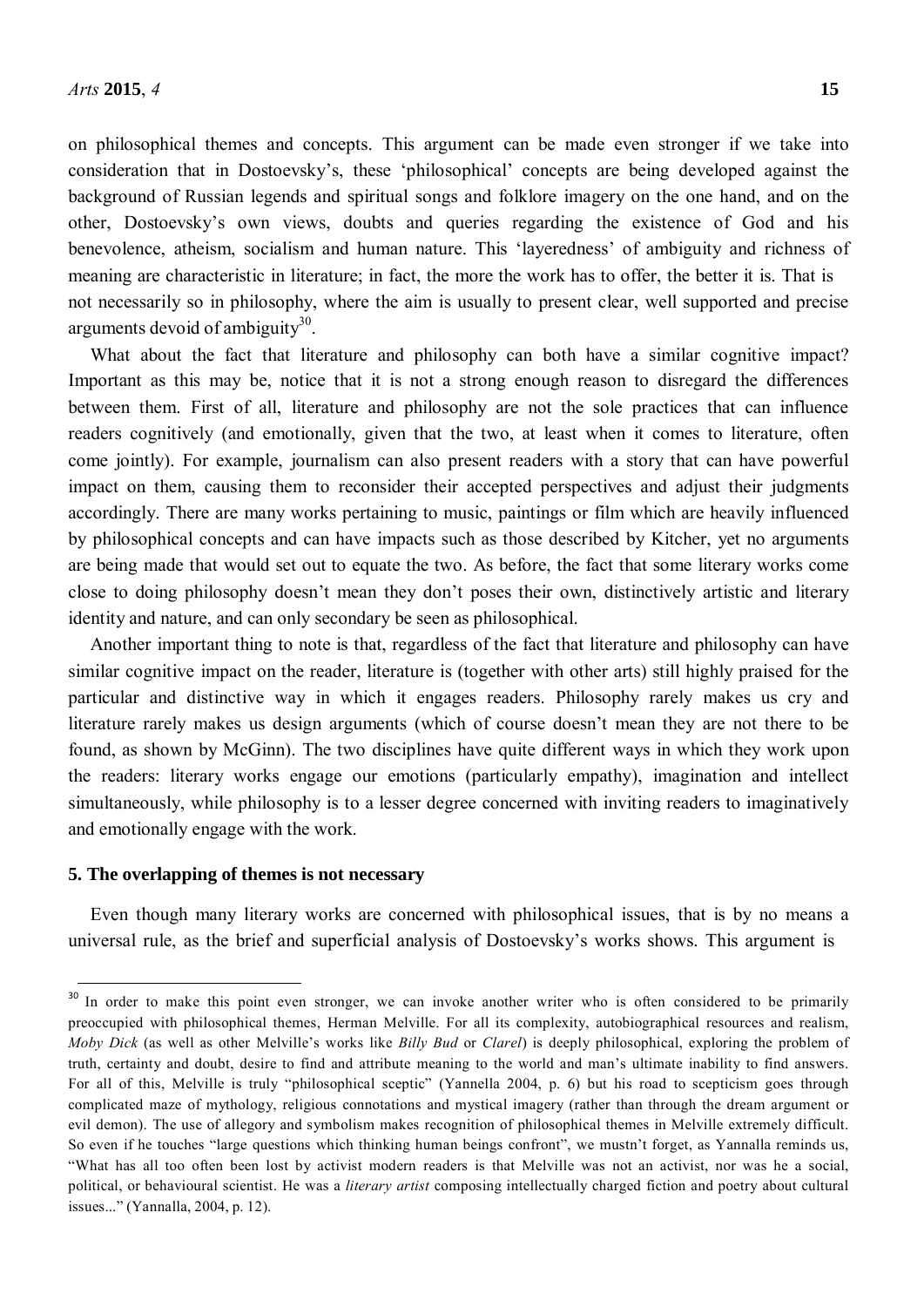on philosophical themes and concepts. This argument can be made even stronger if we take into consideration that in Dostoevsky's, these 'philosophical' concepts are being developed against the background of Russian legends and spiritual songs and folklore imagery on the one hand, and on the other, Dostoevsky's own views, doubts and queries regarding the existence of God and his benevolence, atheism, socialism and human nature. This 'layeredness' of ambiguity and richness of meaning are characteristic in literature; in fact, the more the work has to offer, the better it is. That is not necessarily so in philosophy, where the aim is usually to present clear, well supported and precise arguments devoid of ambiguity[30].

What about the fact that literature and philosophy can both have a similar cognitive impact? Important as this may be, notice that it is not a strong enough reason to disregard the differences between them. First of all, literature and philosophy are not the sole practices that can influence readers cognitively (and emotionally, given that the two, at least when it comes to literature, often come jointly). For example, journalism can also present readers with a story that can have powerful impact on them, causing them to reconsider their accepted perspectives and adjust their judgments accordingly. There are many works pertaining to music, paintings or film which are heavily influenced by philosophical concepts and can have impacts such as those described by Kitcher, yet no arguments are being made that would set out to equate the two. As before, the fact that some literary works come close to doing philosophy doesn't mean they don't poses their own, distinctively artistic and literary identity and nature, and can only secondary be seen as philosophical.

Another important thing to note is that, regardless of the fact that literature and philosophy can have similar cognitive impact on the reader, literature is (together with other arts) still highly praised for the particular and distinctive way in which it engages readers. Philosophy rarely makes us cry and literature rarely makes us design arguments (which of course doesn't mean they are not there to be found, as shown by McGinn). The two disciplines have quite different ways in which they work upon the readers: literary works engage our emotions (particularly empathy), imagination and intellect simultaneously, while philosophy is to a lesser degree concerned with inviting readers to imaginatively and emotionally engage with the work.

## 5. The overlapping of themes is not necessary

Even though many literary works are concerned with philosophical issues, that is by no means a universal rule, as the brief and superficial analysis of Dostoevsky's works shows. This argument is

---

[30] In order to make this point even stronger, we can invoke another writer who is often considered to be primarily preoccupied with philosophical themes, Herman Melville. For all its complexity, autobiographical resources and realism, *Moby Dick* (as well as other Melville's works like *Billy Bud* or *Clarel*) is deeply philosophical, exploring the problem of truth, certainty and doubt, desire to find and attribute meaning to the world and man's ultimate inability to find answers. For all of this, Melville is truly "philosophical sceptic" (Yannella 2004, p. 6) but his road to scepticism goes through complicated maze of mythology, religious connotations and mystical imagery (rather than through the dream argument or evil demon). The use of allegory and symbolism makes recognition of philosophical themes in Melville extremely difficult. So even if he touches "large questions which thinking human beings confront", we mustn't forget, as Yannalla reminds us, "What has all too often been lost by activist modern readers is that Melville was not an activist, nor was he a social, political, or behavioural scientist. He was a *literary artist* composing intellectually charged fiction and poetry about cultural issues..." (Yannalla, 2004, p. 12).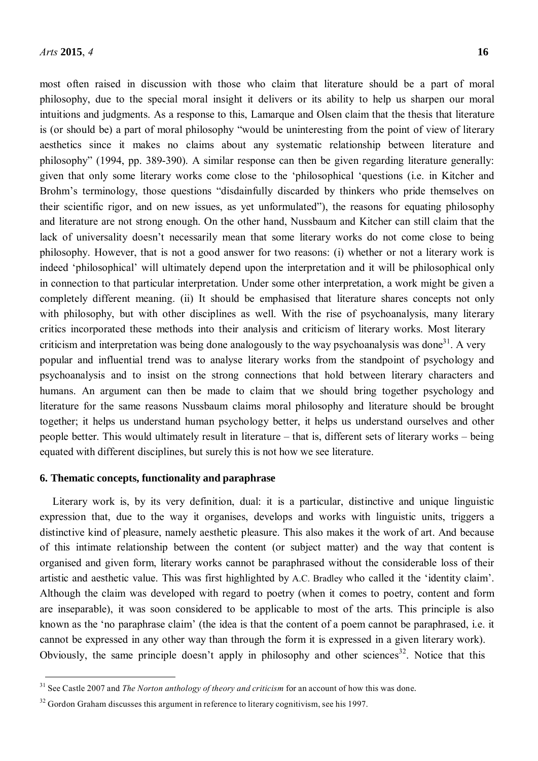most often raised in discussion with those who claim that literature should be a part of moral philosophy, due to the special moral insight it delivers or its ability to help us sharpen our moral intuitions and judgments. As a response to this, Lamarque and Olsen claim that the thesis that literature is (or should be) a part of moral philosophy "would be uninteresting from the point of view of literary aesthetics since it makes no claims about any systematic relationship between literature and philosophy" (1994, pp. 389-390). A similar response can then be given regarding literature generally: given that only some literary works come close to the 'philosophical 'questions (i.e. in Kitcher and Brohm's terminology, those questions "disdainfully discarded by thinkers who pride themselves on their scientific rigor, and on new issues, as yet unformulated"), the reasons for equating philosophy and literature are not strong enough. On the other hand, Nussbaum and Kitcher can still claim that the lack of universality doesn't necessarily mean that some literary works do not come close to being philosophy. However, that is not a good answer for two reasons: (i) whether or not a literary work is indeed 'philosophical' will ultimately depend upon the interpretation and it will be philosophical only in connection to that particular interpretation. Under some other interpretation, a work might be given a completely different meaning. (ii) It should be emphasised that literature shares concepts not only with philosophy, but with other disciplines as well. With the rise of psychoanalysis, many literary critics incorporated these methods into their analysis and criticism of literary works. Most literary criticism and interpretation was being done analogously to the way psychoanalysis was done[31]. A very popular and influential trend was to analyse literary works from the standpoint of psychology and psychoanalysis and to insist on the strong connections that hold between literary characters and humans. An argument can then be made to claim that we should bring together psychology and literature for the same reasons Nussbaum claims moral philosophy and literature should be brought together; it helps us understand human psychology better, it helps us understand ourselves and other people better. This would ultimately result in literature – that is, different sets of literary works – being equated with different disciplines, but surely this is not how we see literature.

## 6. Thematic concepts, functionality and paraphrase

Literary work is, by its very definition, dual: it is a particular, distinctive and unique linguistic expression that, due to the way it organises, develops and works with linguistic units, triggers a distinctive kind of pleasure, namely aesthetic pleasure. This also makes it the work of art. And because of this intimate relationship between the content (or subject matter) and the way that content is organised and given form, literary works cannot be paraphrased without the considerable loss of their artistic and aesthetic value. This was first highlighted by A.C. Bradley who called it the 'identity claim'. Although the claim was developed with regard to poetry (when it comes to poetry, content and form are inseparable), it was soon considered to be applicable to most of the arts. This principle is also known as the 'no paraphrase claim' (the idea is that the content of a poem cannot be paraphrased, i.e. it cannot be expressed in any other way than through the form it is expressed in a given literary work). Obviously, the same principle doesn't apply in philosophy and other sciences[32]. Notice that this

[31] See Castle 2007 and *The Norton anthology of theory and criticism* for an account of how this was done.

[32] Gordon Graham discusses this argument in reference to literary cognitivism, see his 1997.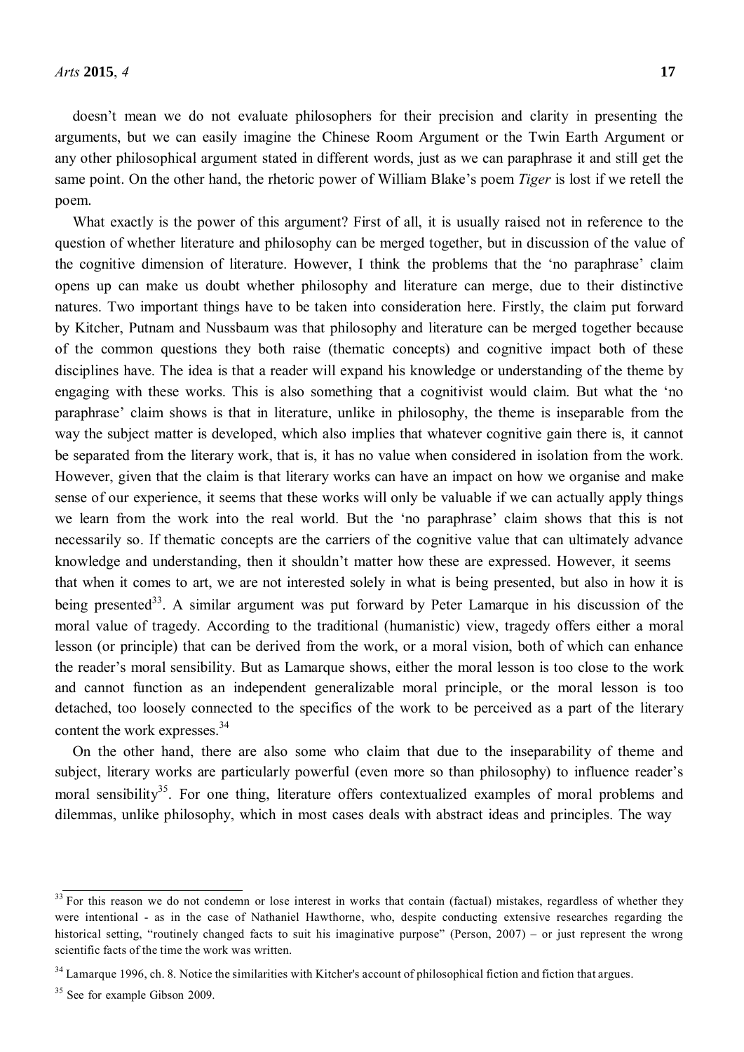doesn't mean we do not evaluate philosophers for their precision and clarity in presenting the arguments, but we can easily imagine the Chinese Room Argument or the Twin Earth Argument or any other philosophical argument stated in different words, just as we can paraphrase it and still get the same point. On the other hand, the rhetoric power of William Blake's poem *Tiger* is lost if we retell the poem.

What exactly is the power of this argument? First of all, it is usually raised not in reference to the question of whether literature and philosophy can be merged together, but in discussion of the value of the cognitive dimension of literature. However, I think the problems that the 'no paraphrase' claim opens up can make us doubt whether philosophy and literature can merge, due to their distinctive natures. Two important things have to be taken into consideration here. Firstly, the claim put forward by Kitcher, Putnam and Nussbaum was that philosophy and literature can be merged together because of the common questions they both raise (thematic concepts) and cognitive impact both of these disciplines have. The idea is that a reader will expand his knowledge or understanding of the theme by engaging with these works. This is also something that a cognitivist would claim. But what the 'no paraphrase' claim shows is that in literature, unlike in philosophy, the theme is inseparable from the way the subject matter is developed, which also implies that whatever cognitive gain there is, it cannot be separated from the literary work, that is, it has no value when considered in isolation from the work. However, given that the claim is that literary works can have an impact on how we organise and make sense of our experience, it seems that these works will only be valuable if we can actually apply things we learn from the work into the real world. But the 'no paraphrase' claim shows that this is not necessarily so. If thematic concepts are the carriers of the cognitive value that can ultimately advance knowledge and understanding, then it shouldn't matter how these are expressed. However, it seems that when it comes to art, we are not interested solely in what is being presented, but also in how it is being presented[33]. A similar argument was put forward by Peter Lamarque in his discussion of the moral value of tragedy. According to the traditional (humanistic) view, tragedy offers either a moral lesson (or principle) that can be derived from the work, or a moral vision, both of which can enhance the reader's moral sensibility. But as Lamarque shows, either the moral lesson is too close to the work and cannot function as an independent generalizable moral principle, or the moral lesson is too detached, too loosely connected to the specifics of the work to be perceived as a part of the literary content the work expresses.[34]

On the other hand, there are also some who claim that due to the inseparability of theme and subject, literary works are particularly powerful (even more so than philosophy) to influence reader's moral sensibility[35]. For one thing, literature offers contextualized examples of moral problems and dilemmas, unlike philosophy, which in most cases deals with abstract ideas and principles. The way

---

[33] For this reason we do not condemn or lose interest in works that contain (factual) mistakes, regardless of whether they were intentional - as in the case of Nathaniel Hawthorne, who, despite conducting extensive researches regarding the historical setting, "routinely changed facts to suit his imaginative purpose" (Person, 2007) – or just represent the wrong scientific facts of the time the work was written.

[34] Lamarque 1996, ch. 8. Notice the similarities with Kitcher's account of philosophical fiction and fiction that argues.

[35] See for example Gibson 2009.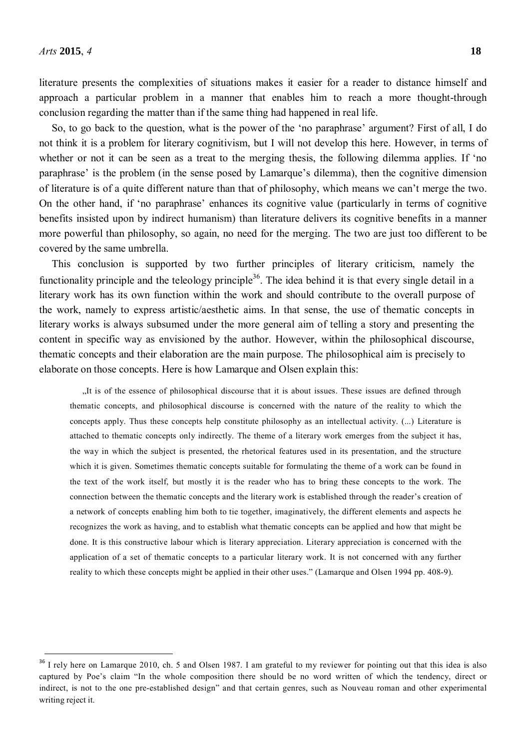literature presents the complexities of situations makes it easier for a reader to distance himself and approach a particular problem in a manner that enables him to reach a more thought-through conclusion regarding the matter than if the same thing had happened in real life.

So, to go back to the question, what is the power of the 'no paraphrase' argument? First of all, I do not think it is a problem for literary cognitivism, but I will not develop this here. However, in terms of whether or not it can be seen as a treat to the merging thesis, the following dilemma applies. If 'no paraphrase' is the problem (in the sense posed by Lamarque's dilemma), then the cognitive dimension of literature is of a quite different nature than that of philosophy, which means we can't merge the two. On the other hand, if 'no paraphrase' enhances its cognitive value (particularly in terms of cognitive benefits insisted upon by indirect humanism) than literature delivers its cognitive benefits in a manner more powerful than philosophy, so again, no need for the merging. The two are just too different to be covered by the same umbrella.

This conclusion is supported by two further principles of literary criticism, namely the functionality principle and the teleology principle[36]. The idea behind it is that every single detail in a literary work has its own function within the work and should contribute to the overall purpose of the work, namely to express artistic/aesthetic aims. In that sense, the use of thematic concepts in literary works is always subsumed under the more general aim of telling a story and presenting the content in specific way as envisioned by the author. However, within the philosophical discourse, thematic concepts and their elaboration are the main purpose. The philosophical aim is precisely to elaborate on those concepts. Here is how Lamarque and Olsen explain this:

> „It is of the essence of philosophical discourse that it is about issues. These issues are defined through thematic concepts, and philosophical discourse is concerned with the nature of the reality to which the concepts apply. Thus these concepts help constitute philosophy as an intellectual activity. (...) Literature is attached to thematic concepts only indirectly. The theme of a literary work emerges from the subject it has, the way in which the subject is presented, the rhetorical features used in its presentation, and the structure which it is given. Sometimes thematic concepts suitable for formulating the theme of a work can be found in the text of the work itself, but mostly it is the reader who has to bring these concepts to the work. The connection between the thematic concepts and the literary work is established through the reader's creation of a network of concepts enabling him both to tie together, imaginatively, the different elements and aspects he recognizes the work as having, and to establish what thematic concepts can be applied and how that might be done. It is this constructive labour which is literary appreciation. Literary appreciation is concerned with the application of a set of thematic concepts to a particular literary work. It is not concerned with any further reality to which these concepts might be applied in their other uses." (Lamarque and Olsen 1994 pp. 408-9).

[36] I rely here on Lamarque 2010, ch. 5 and Olsen 1987. I am grateful to my reviewer for pointing out that this idea is also captured by Poe's claim "In the whole composition there should be no word written of which the tendency, direct or indirect, is not to the one pre-established design" and that certain genres, such as Nouveau roman and other experimental writing reject it.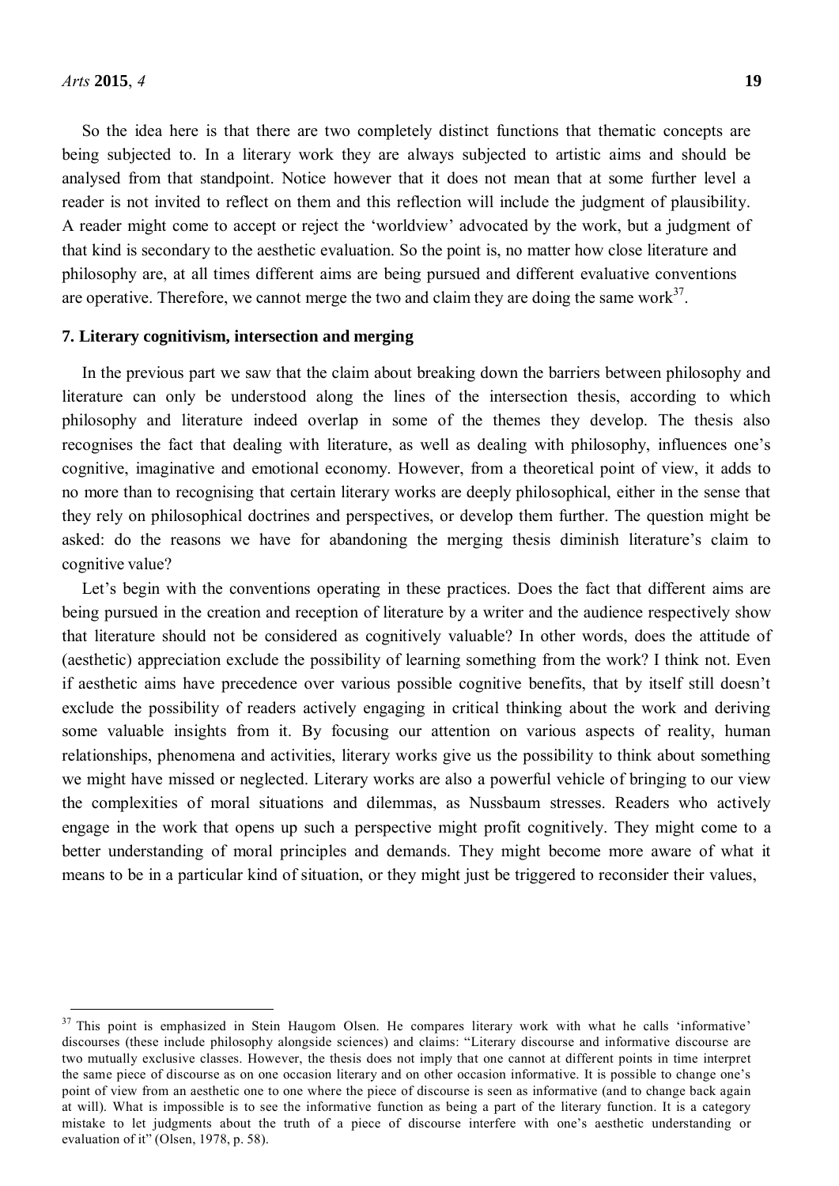So the idea here is that there are two completely distinct functions that thematic concepts are being subjected to. In a literary work they are always subjected to artistic aims and should be analysed from that standpoint. Notice however that it does not mean that at some further level a reader is not invited to reflect on them and this reflection will include the judgment of plausibility. A reader might come to accept or reject the 'worldview' advocated by the work, but a judgment of that kind is secondary to the aesthetic evaluation. So the point is, no matter how close literature and philosophy are, at all times different aims are being pursued and different evaluative conventions are operative. Therefore, we cannot merge the two and claim they are doing the same work[37].

## 7. Literary cognitivism, intersection and merging

In the previous part we saw that the claim about breaking down the barriers between philosophy and literature can only be understood along the lines of the intersection thesis, according to which philosophy and literature indeed overlap in some of the themes they develop. The thesis also recognises the fact that dealing with literature, as well as dealing with philosophy, influences one's cognitive, imaginative and emotional economy. However, from a theoretical point of view, it adds to no more than to recognising that certain literary works are deeply philosophical, either in the sense that they rely on philosophical doctrines and perspectives, or develop them further. The question might be asked: do the reasons we have for abandoning the merging thesis diminish literature's claim to cognitive value?

Let's begin with the conventions operating in these practices. Does the fact that different aims are being pursued in the creation and reception of literature by a writer and the audience respectively show that literature should not be considered as cognitively valuable? In other words, does the attitude of (aesthetic) appreciation exclude the possibility of learning something from the work? I think not. Even if aesthetic aims have precedence over various possible cognitive benefits, that by itself still doesn't exclude the possibility of readers actively engaging in critical thinking about the work and deriving some valuable insights from it. By focusing our attention on various aspects of reality, human relationships, phenomena and activities, literary works give us the possibility to think about something we might have missed or neglected. Literary works are also a powerful vehicle of bringing to our view the complexities of moral situations and dilemmas, as Nussbaum stresses. Readers who actively engage in the work that opens up such a perspective might profit cognitively. They might come to a better understanding of moral principles and demands. They might become more aware of what it means to be in a particular kind of situation, or they might just be triggered to reconsider their values,

---

[37] This point is emphasized in Stein Haugom Olsen. He compares literary work with what he calls 'informative' discourses (these include philosophy alongside sciences) and claims: "Literary discourse and informative discourse are two mutually exclusive classes. However, the thesis does not imply that one cannot at different points in time interpret the same piece of discourse as on one occasion literary and on other occasion informative. It is possible to change one's point of view from an aesthetic one to one where the piece of discourse is seen as informative (and to change back again at will). What is impossible is to see the informative function as being a part of the literary function. It is a category mistake to let judgments about the truth of a piece of discourse interfere with one's aesthetic understanding or evaluation of it" (Olsen, 1978, p. 58).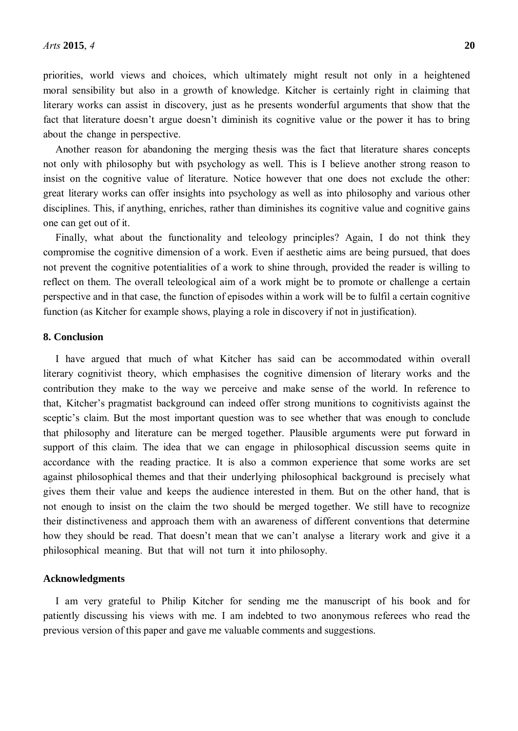priorities, world views and choices, which ultimately might result not only in a heightened moral sensibility but also in a growth of knowledge. Kitcher is certainly right in claiming that literary works can assist in discovery, just as he presents wonderful arguments that show that the fact that literature doesn't argue doesn't diminish its cognitive value or the power it has to bring about the change in perspective.

Another reason for abandoning the merging thesis was the fact that literature shares concepts not only with philosophy but with psychology as well. This is I believe another strong reason to insist on the cognitive value of literature. Notice however that one does not exclude the other: great literary works can offer insights into psychology as well as into philosophy and various other disciplines. This, if anything, enriches, rather than diminishes its cognitive value and cognitive gains one can get out of it.

Finally, what about the functionality and teleology principles? Again, I do not think they compromise the cognitive dimension of a work. Even if aesthetic aims are being pursued, that does not prevent the cognitive potentialities of a work to shine through, provided the reader is willing to reflect on them. The overall teleological aim of a work might be to promote or challenge a certain perspective and in that case, the function of episodes within a work will be to fulfil a certain cognitive function (as Kitcher for example shows, playing a role in discovery if not in justification).

## 8. Conclusion

I have argued that much of what Kitcher has said can be accommodated within overall literary cognitivist theory, which emphasises the cognitive dimension of literary works and the contribution they make to the way we perceive and make sense of the world. In reference to that, Kitcher's pragmatist background can indeed offer strong munitions to cognitivists against the sceptic's claim. But the most important question was to see whether that was enough to conclude that philosophy and literature can be merged together. Plausible arguments were put forward in support of this claim. The idea that we can engage in philosophical discussion seems quite in accordance with the reading practice. It is also a common experience that some works are set against philosophical themes and that their underlying philosophical background is precisely what gives them their value and keeps the audience interested in them. But on the other hand, that is not enough to insist on the claim the two should be merged together. We still have to recognize their distinctiveness and approach them with an awareness of different conventions that determine how they should be read. That doesn't mean that we can't analyse a literary work and give it a philosophical meaning. But that will not turn it into philosophy.

## Acknowledgments

I am very grateful to Philip Kitcher for sending me the manuscript of his book and for patiently discussing his views with me. I am indebted to two anonymous referees who read the previous version of this paper and gave me valuable comments and suggestions.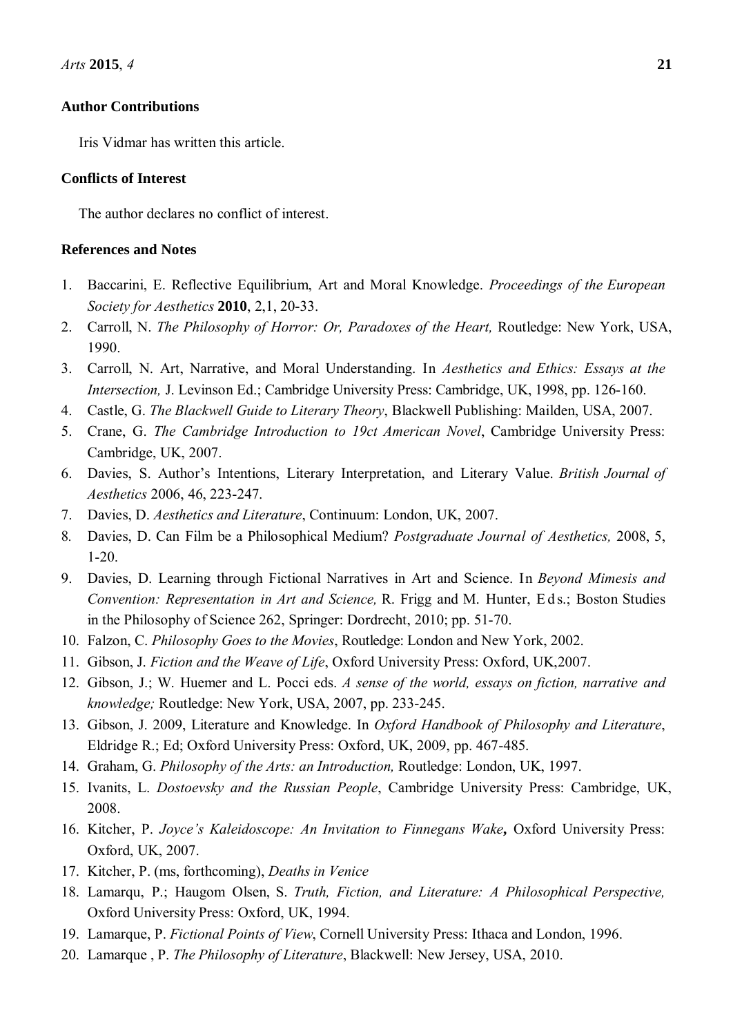## Author Contributions

Iris Vidmar has written this article.

## Conflicts of Interest

The author declares no conflict of interest.

## References and Notes

1. Baccarini, E. Reflective Equilibrium, Art and Moral Knowledge. *Proceedings of the European Society for Aesthetics* **2010**, 2,1, 20-33.
2. Carroll, N. *The Philosophy of Horror: Or, Paradoxes of the Heart,* Routledge: New York, USA, 1990.
3. Carroll, N. Art, Narrative, and Moral Understanding. In *Aesthetics and Ethics: Essays at the Intersection,* J. Levinson Ed.; Cambridge University Press: Cambridge, UK, 1998, pp. 126-160.
4. Castle, G. *The Blackwell Guide to Literary Theory*, Blackwell Publishing: Mailden, USA, 2007.
5. Crane, G. *The Cambridge Introduction to 19ct American Novel*, Cambridge University Press: Cambridge, UK, 2007.
6. Davies, S. Author's Intentions, Literary Interpretation, and Literary Value. *British Journal of Aesthetics* 2006, 46, 223-247.
7. Davies, D. *Aesthetics and Literature*, Continuum: London, UK, 2007.
8. Davies, D. Can Film be a Philosophical Medium? *Postgraduate Journal of Aesthetics,* 2008, 5, 1-20.
9. Davies, D. Learning through Fictional Narratives in Art and Science. In *Beyond Mimesis and Convention: Representation in Art and Science,* R. Frigg and M. Hunter, Eds.; Boston Studies in the Philosophy of Science 262, Springer: Dordrecht, 2010; pp. 51-70.
10. Falzon, C. *Philosophy Goes to the Movies*, Routledge: London and New York, 2002.
11. Gibson, J. *Fiction and the Weave of Life*, Oxford University Press: Oxford, UK,2007.
12. Gibson, J.; W. Huemer and L. Pocci eds. *A sense of the world, essays on fiction, narrative and knowledge;* Routledge: New York, USA, 2007, pp. 233-245.
13. Gibson, J. 2009, Literature and Knowledge. In *Oxford Handbook of Philosophy and Literature*, Eldridge R.; Ed; Oxford University Press: Oxford, UK, 2009, pp. 467-485.
14. Graham, G. *Philosophy of the Arts: an Introduction,* Routledge: London, UK, 1997.
15. Ivanits, L. *Dostoevsky and the Russian People*, Cambridge University Press: Cambridge, UK, 2008.
16. Kitcher, P. *Joyce's Kaleidoscope: An Invitation to Finnegans Wake***,** Oxford University Press: Oxford, UK, 2007.
17. Kitcher, P. (ms, forthcoming), *Deaths in Venice*
18. Lamarqu, P.; Haugom Olsen, S. *Truth, Fiction, and Literature: A Philosophical Perspective,* Oxford University Press: Oxford, UK, 1994.
19. Lamarque, P. *Fictional Points of View*, Cornell University Press: Ithaca and London, 1996.
20. Lamarque , P. *The Philosophy of Literature*, Blackwell: New Jersey, USA, 2010.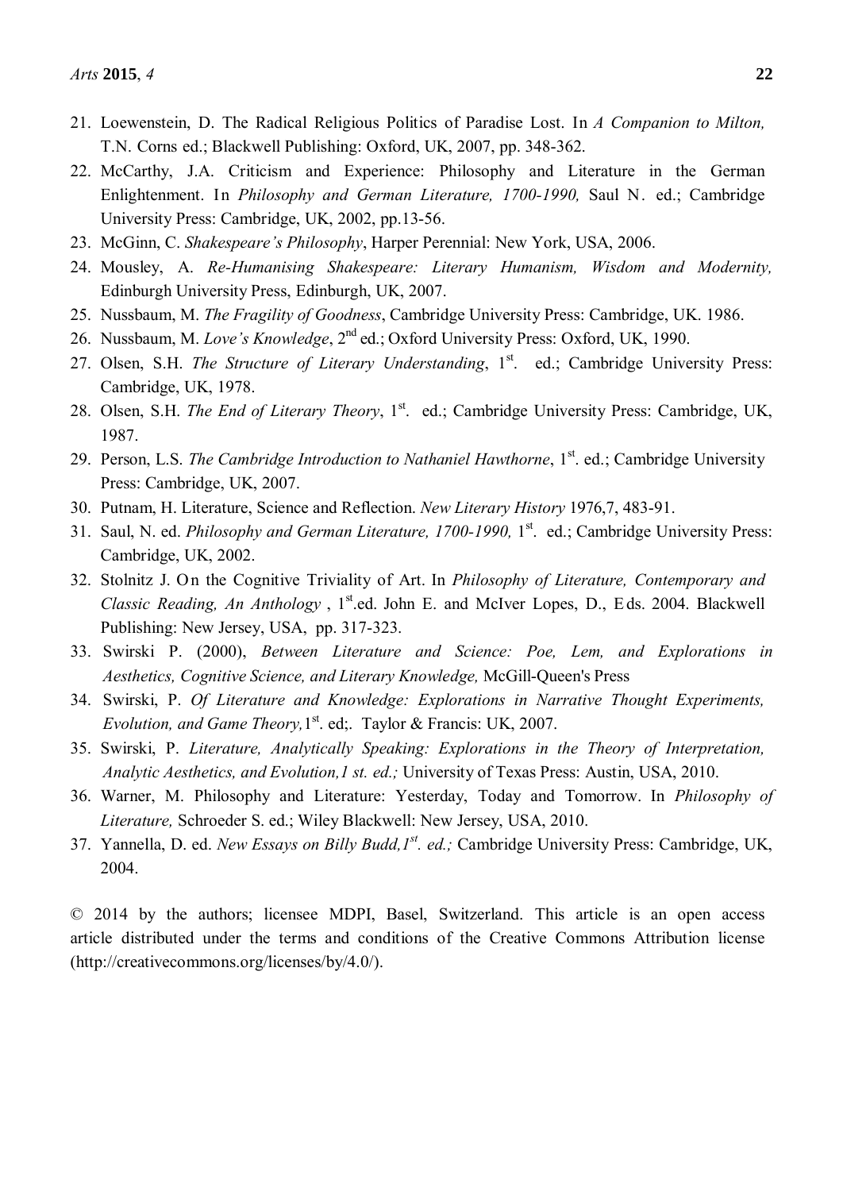21. Loewenstein, D. The Radical Religious Politics of Paradise Lost. In *A Companion to Milton,* T.N. Corns ed.; Blackwell Publishing: Oxford, UK, 2007, pp. 348-362.
22. McCarthy, J.A. Criticism and Experience: Philosophy and Literature in the German Enlightenment. In *Philosophy and German Literature, 1700-1990,* Saul N. ed.; Cambridge University Press: Cambridge, UK, 2002, pp.13-56.
23. McGinn, C. *Shakespeare's Philosophy*, Harper Perennial: New York, USA, 2006.
24. Mousley, A. *Re-Humanising Shakespeare: Literary Humanism, Wisdom and Modernity,* Edinburgh University Press, Edinburgh, UK, 2007.
25. Nussbaum, M. *The Fragility of Goodness*, Cambridge University Press: Cambridge, UK. 1986.
26. Nussbaum, M. *Love's Knowledge*, 2nd ed.; Oxford University Press: Oxford, UK, 1990.
27. Olsen, S.H. *The Structure of Literary Understanding*, 1st. ed.; Cambridge University Press: Cambridge, UK, 1978.
28. Olsen, S.H. *The End of Literary Theory*, 1st. ed.; Cambridge University Press: Cambridge, UK, 1987.
29. Person, L.S. *The Cambridge Introduction to Nathaniel Hawthorne*, 1st. ed.; Cambridge University Press: Cambridge, UK, 2007.
30. Putnam, H. Literature, Science and Reflection. *New Literary History* 1976,7, 483-91.
31. Saul, N. ed. *Philosophy and German Literature, 1700-1990,* 1st. ed.; Cambridge University Press: Cambridge, UK, 2002.
32. Stolnitz J. On the Cognitive Triviality of Art. In *Philosophy of Literature, Contemporary and Classic Reading, An Anthology* , 1st.ed. John E. and McIver Lopes, D., Eds. 2004. Blackwell Publishing: New Jersey, USA, pp. 317-323.
33. Swirski P. (2000), *Between Literature and Science: Poe, Lem, and Explorations in Aesthetics, Cognitive Science, and Literary Knowledge,* McGill-Queen's Press
34. Swirski, P. *Of Literature and Knowledge: Explorations in Narrative Thought Experiments, Evolution, and Game Theory,*1st. ed;. Taylor & Francis: UK, 2007.
35. Swirski, P. *Literature, Analytically Speaking: Explorations in the Theory of Interpretation, Analytic Aesthetics, and Evolution,1 st. ed.;* University of Texas Press: Austin, USA, 2010.
36. Warner, M. Philosophy and Literature: Yesterday, Today and Tomorrow. In *Philosophy of Literature,* Schroeder S. ed.; Wiley Blackwell: New Jersey, USA, 2010.
37. Yannella, D. ed. *New Essays on Billy Budd,1st. ed.;* Cambridge University Press: Cambridge, UK, 2004.

© 2014 by the authors; licensee MDPI, Basel, Switzerland. This article is an open access article distributed under the terms and conditions of the Creative Commons Attribution license (http://creativecommons.org/licenses/by/4.0/).